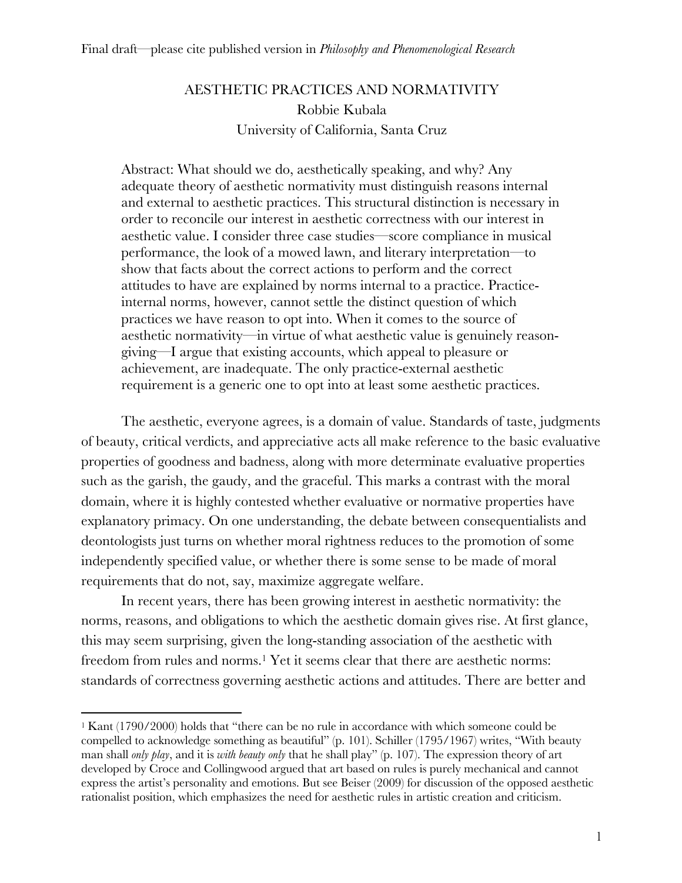Final draft—please cite published version in *Philosophy and Phenomenological Research*

# AESTHETIC PRACTICES AND NORMATIVITY

Robbie Kubala

University of California, Santa Cruz

> Abstract: What should we do, aesthetically speaking, and why? Any adequate theory of aesthetic normativity must distinguish reasons internal and external to aesthetic practices. This structural distinction is necessary in order to reconcile our interest in aesthetic correctness with our interest in aesthetic value. I consider three case studies—score compliance in musical performance, the look of a mowed lawn, and literary interpretation—to show that facts about the correct actions to perform and the correct attitudes to have are explained by norms internal to a practice. Practice-internal norms, however, cannot settle the distinct question of which practices we have reason to opt into. When it comes to the source of aesthetic normativity—in virtue of what aesthetic value is genuinely reason-giving—I argue that existing accounts, which appeal to pleasure or achievement, are inadequate. The only practice-external aesthetic requirement is a generic one to opt into at least some aesthetic practices.

The aesthetic, everyone agrees, is a domain of value. Standards of taste, judgments of beauty, critical verdicts, and appreciative acts all make reference to the basic evaluative properties of goodness and badness, along with more determinate evaluative properties such as the garish, the gaudy, and the graceful. This marks a contrast with the moral domain, where it is highly contested whether evaluative or normative properties have explanatory primacy. On one understanding, the debate between consequentialists and deontologists just turns on whether moral rightness reduces to the promotion of some independently specified value, or whether there is some sense to be made of moral requirements that do not, say, maximize aggregate welfare.

In recent years, there has been growing interest in aesthetic normativity: the norms, reasons, and obligations to which the aesthetic domain gives rise. At first glance, this may seem surprising, given the long-standing association of the aesthetic with freedom from rules and norms.[1] Yet it seems clear that there are aesthetic norms: standards of correctness governing aesthetic actions and attitudes. There are better and

[1] Kant (1790/2000) holds that "there can be no rule in accordance with which someone could be compelled to acknowledge something as beautiful" (p. 101). Schiller (1795/1967) writes, "With beauty man shall *only play*, and it is *with beauty only* that he shall play" (p. 107). The expression theory of art developed by Croce and Collingwood argued that art based on rules is purely mechanical and cannot express the artist's personality and emotions. But see Beiser (2009) for discussion of the opposed aesthetic rationalist position, which emphasizes the need for aesthetic rules in artistic creation and criticism.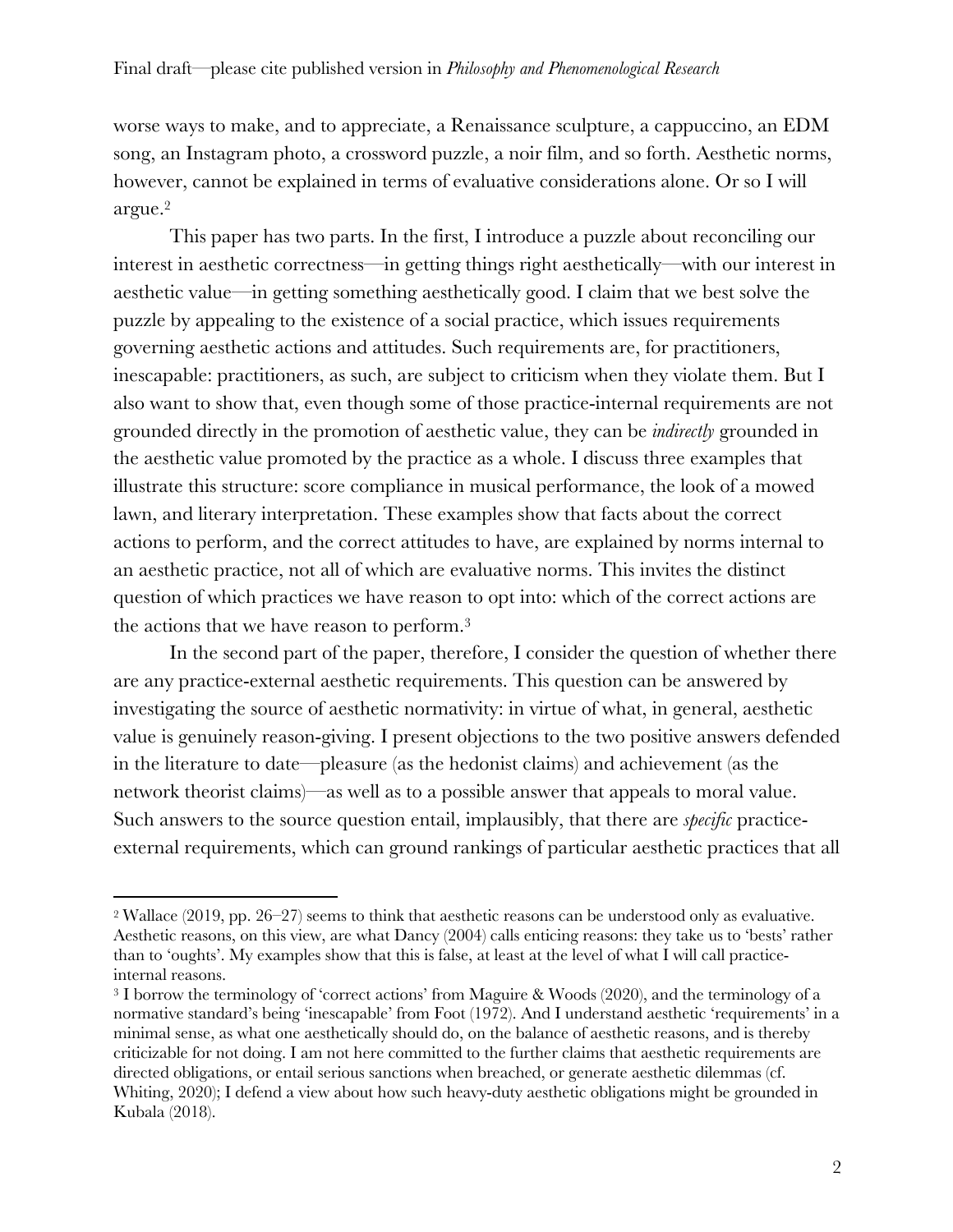worse ways to make, and to appreciate, a Renaissance sculpture, a cappuccino, an EDM song, an Instagram photo, a crossword puzzle, a noir film, and so forth. Aesthetic norms, however, cannot be explained in terms of evaluative considerations alone. Or so I will argue.[2]

This paper has two parts. In the first, I introduce a puzzle about reconciling our interest in aesthetic correctness—in getting things right aesthetically—with our interest in aesthetic value—in getting something aesthetically good. I claim that we best solve the puzzle by appealing to the existence of a social practice, which issues requirements governing aesthetic actions and attitudes. Such requirements are, for practitioners, inescapable: practitioners, as such, are subject to criticism when they violate them. But I also want to show that, even though some of those practice-internal requirements are not grounded directly in the promotion of aesthetic value, they can be *indirectly* grounded in the aesthetic value promoted by the practice as a whole. I discuss three examples that illustrate this structure: score compliance in musical performance, the look of a mowed lawn, and literary interpretation. These examples show that facts about the correct actions to perform, and the correct attitudes to have, are explained by norms internal to an aesthetic practice, not all of which are evaluative norms. This invites the distinct question of which practices we have reason to opt into: which of the correct actions are the actions that we have reason to perform.[3]

In the second part of the paper, therefore, I consider the question of whether there are any practice-external aesthetic requirements. This question can be answered by investigating the source of aesthetic normativity: in virtue of what, in general, aesthetic value is genuinely reason-giving. I present objections to the two positive answers defended in the literature to date—pleasure (as the hedonist claims) and achievement (as the network theorist claims)—as well as to a possible answer that appeals to moral value. Such answers to the source question entail, implausibly, that there are *specific* practice-external requirements, which can ground rankings of particular aesthetic practices that all

---

[2] Wallace (2019, pp. 26–27) seems to think that aesthetic reasons can be understood only as evaluative. Aesthetic reasons, on this view, are what Dancy (2004) calls enticing reasons: they take us to 'bests' rather than to 'oughts'. My examples show that this is false, at least at the level of what I will call practice-internal reasons.

[3] I borrow the terminology of 'correct actions' from Maguire & Woods (2020), and the terminology of a normative standard's being 'inescapable' from Foot (1972). And I understand aesthetic 'requirements' in a minimal sense, as what one aesthetically should do, on the balance of aesthetic reasons, and is thereby criticizable for not doing. I am not here committed to the further claims that aesthetic requirements are directed obligations, or entail serious sanctions when breached, or generate aesthetic dilemmas (cf. Whiting, 2020); I defend a view about how such heavy-duty aesthetic obligations might be grounded in Kubala (2018).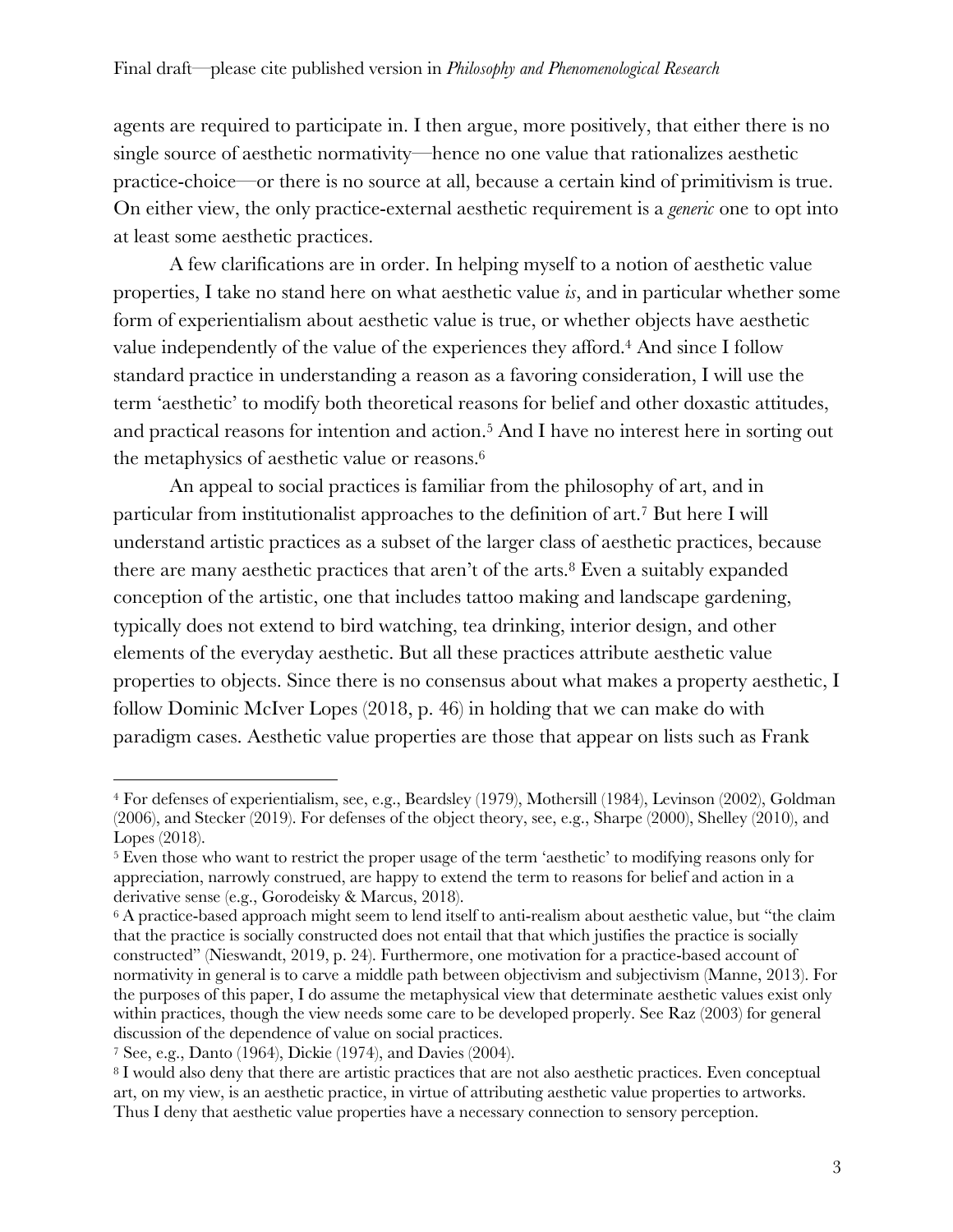agents are required to participate in. I then argue, more positively, that either there is no single source of aesthetic normativity—hence no one value that rationalizes aesthetic practice-choice—or there is no source at all, because a certain kind of primitivism is true. On either view, the only practice-external aesthetic requirement is a *generic* one to opt into at least some aesthetic practices.

A few clarifications are in order. In helping myself to a notion of aesthetic value properties, I take no stand here on what aesthetic value *is*, and in particular whether some form of experientialism about aesthetic value is true, or whether objects have aesthetic value independently of the value of the experiences they afford.[4] And since I follow standard practice in understanding a reason as a favoring consideration, I will use the term 'aesthetic' to modify both theoretical reasons for belief and other doxastic attitudes, and practical reasons for intention and action.[5] And I have no interest here in sorting out the metaphysics of aesthetic value or reasons.[6]

An appeal to social practices is familiar from the philosophy of art, and in particular from institutionalist approaches to the definition of art.[7] But here I will understand artistic practices as a subset of the larger class of aesthetic practices, because there are many aesthetic practices that aren't of the arts.[8] Even a suitably expanded conception of the artistic, one that includes tattoo making and landscape gardening, typically does not extend to bird watching, tea drinking, interior design, and other elements of the everyday aesthetic. But all these practices attribute aesthetic value properties to objects. Since there is no consensus about what makes a property aesthetic, I follow Dominic McIver Lopes (2018, p. 46) in holding that we can make do with paradigm cases. Aesthetic value properties are those that appear on lists such as Frank

---

[4] For defenses of experientialism, see, e.g., Beardsley (1979), Mothersill (1984), Levinson (2002), Goldman (2006), and Stecker (2019). For defenses of the object theory, see, e.g., Sharpe (2000), Shelley (2010), and Lopes (2018).

[5] Even those who want to restrict the proper usage of the term 'aesthetic' to modifying reasons only for appreciation, narrowly construed, are happy to extend the term to reasons for belief and action in a derivative sense (e.g., Gorodeisky & Marcus, 2018).

[6] A practice-based approach might seem to lend itself to anti-realism about aesthetic value, but "the claim that the practice is socially constructed does not entail that that which justifies the practice is socially constructed" (Nieswandt, 2019, p. 24). Furthermore, one motivation for a practice-based account of normativity in general is to carve a middle path between objectivism and subjectivism (Manne, 2013). For the purposes of this paper, I do assume the metaphysical view that determinate aesthetic values exist only within practices, though the view needs some care to be developed properly. See Raz (2003) for general discussion of the dependence of value on social practices.

[7] See, e.g., Danto (1964), Dickie (1974), and Davies (2004).

[8] I would also deny that there are artistic practices that are not also aesthetic practices. Even conceptual art, on my view, is an aesthetic practice, in virtue of attributing aesthetic value properties to artworks. Thus I deny that aesthetic value properties have a necessary connection to sensory perception.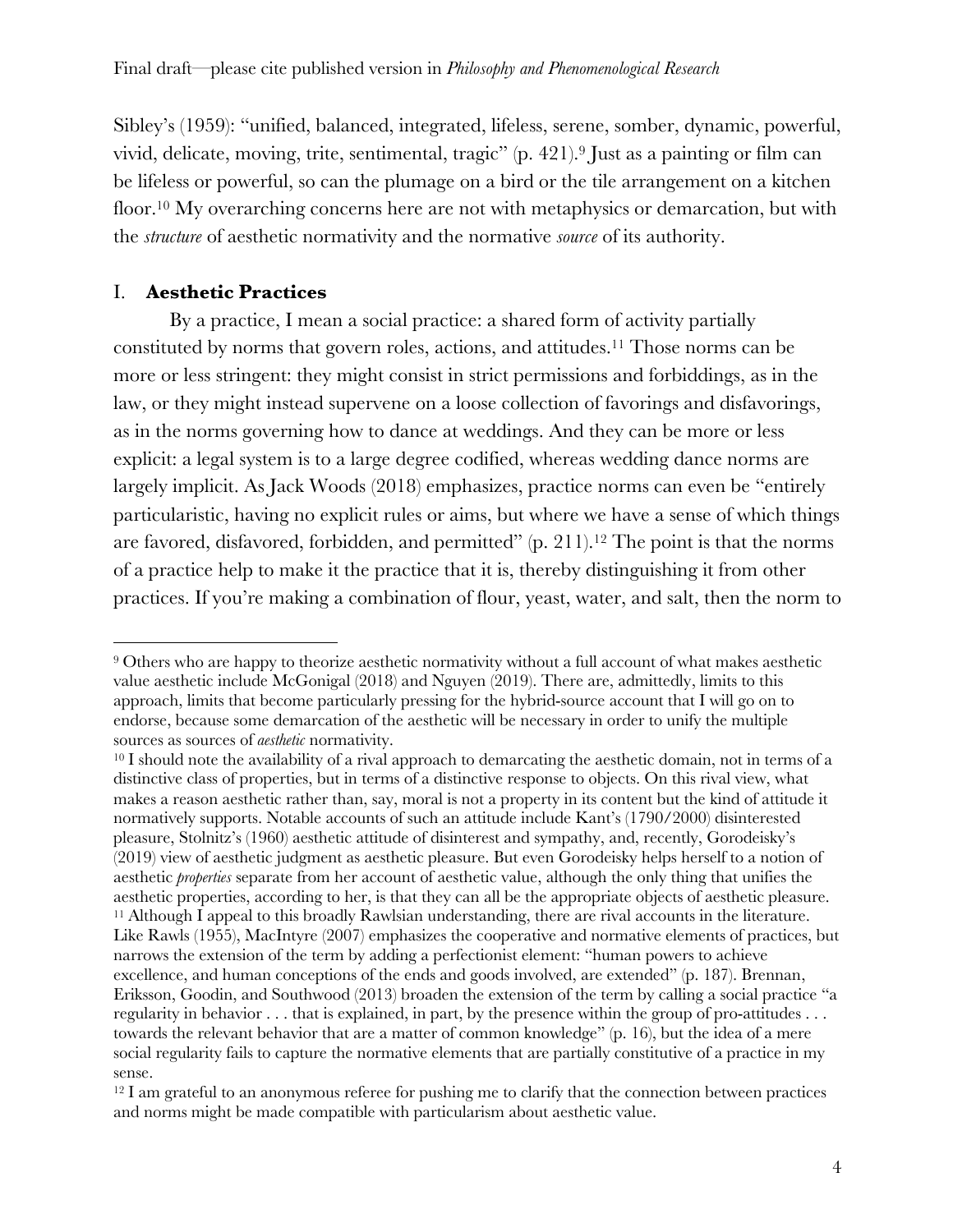Sibley's (1959): "unified, balanced, integrated, lifeless, serene, somber, dynamic, powerful, vivid, delicate, moving, trite, sentimental, tragic" (p. 421).[9] Just as a painting or film can be lifeless or powerful, so can the plumage on a bird or the tile arrangement on a kitchen floor.[10] My overarching concerns here are not with metaphysics or demarcation, but with the *structure* of aesthetic normativity and the normative *source* of its authority.

## I. **Aesthetic Practices**

By a practice, I mean a social practice: a shared form of activity partially constituted by norms that govern roles, actions, and attitudes.[11] Those norms can be more or less stringent: they might consist in strict permissions and forbiddings, as in the law, or they might instead supervene on a loose collection of favorings and disfavorings, as in the norms governing how to dance at weddings. And they can be more or less explicit: a legal system is to a large degree codified, whereas wedding dance norms are largely implicit. As Jack Woods (2018) emphasizes, practice norms can even be "entirely particularistic, having no explicit rules or aims, but where we have a sense of which things are favored, disfavored, forbidden, and permitted" (p. 211).[12] The point is that the norms of a practice help to make it the practice that it is, thereby distinguishing it from other practices. If you're making a combination of flour, yeast, water, and salt, then the norm to

---

[9] Others who are happy to theorize aesthetic normativity without a full account of what makes aesthetic value aesthetic include McGonigal (2018) and Nguyen (2019). There are, admittedly, limits to this approach, limits that become particularly pressing for the hybrid-source account that I will go on to endorse, because some demarcation of the aesthetic will be necessary in order to unify the multiple sources as sources of *aesthetic* normativity.

[10] I should note the availability of a rival approach to demarcating the aesthetic domain, not in terms of a distinctive class of properties, but in terms of a distinctive response to objects. On this rival view, what makes a reason aesthetic rather than, say, moral is not a property in its content but the kind of attitude it normatively supports. Notable accounts of such an attitude include Kant's (1790/2000) disinterested pleasure, Stolnitz's (1960) aesthetic attitude of disinterest and sympathy, and, recently, Gorodeisky's (2019) view of aesthetic judgment as aesthetic pleasure. But even Gorodeisky helps herself to a notion of aesthetic *properties* separate from her account of aesthetic value, although the only thing that unifies the aesthetic properties, according to her, is that they can all be the appropriate objects of aesthetic pleasure.

[11] Although I appeal to this broadly Rawlsian understanding, there are rival accounts in the literature. Like Rawls (1955), MacIntyre (2007) emphasizes the cooperative and normative elements of practices, but narrows the extension of the term by adding a perfectionist element: "human powers to achieve excellence, and human conceptions of the ends and goods involved, are extended" (p. 187). Brennan, Eriksson, Goodin, and Southwood (2013) broaden the extension of the term by calling a social practice "a regularity in behavior . . . that is explained, in part, by the presence within the group of pro-attitudes . . . towards the relevant behavior that are a matter of common knowledge" (p. 16), but the idea of a mere social regularity fails to capture the normative elements that are partially constitutive of a practice in my sense.

[12] I am grateful to an anonymous referee for pushing me to clarify that the connection between practices and norms might be made compatible with particularism about aesthetic value.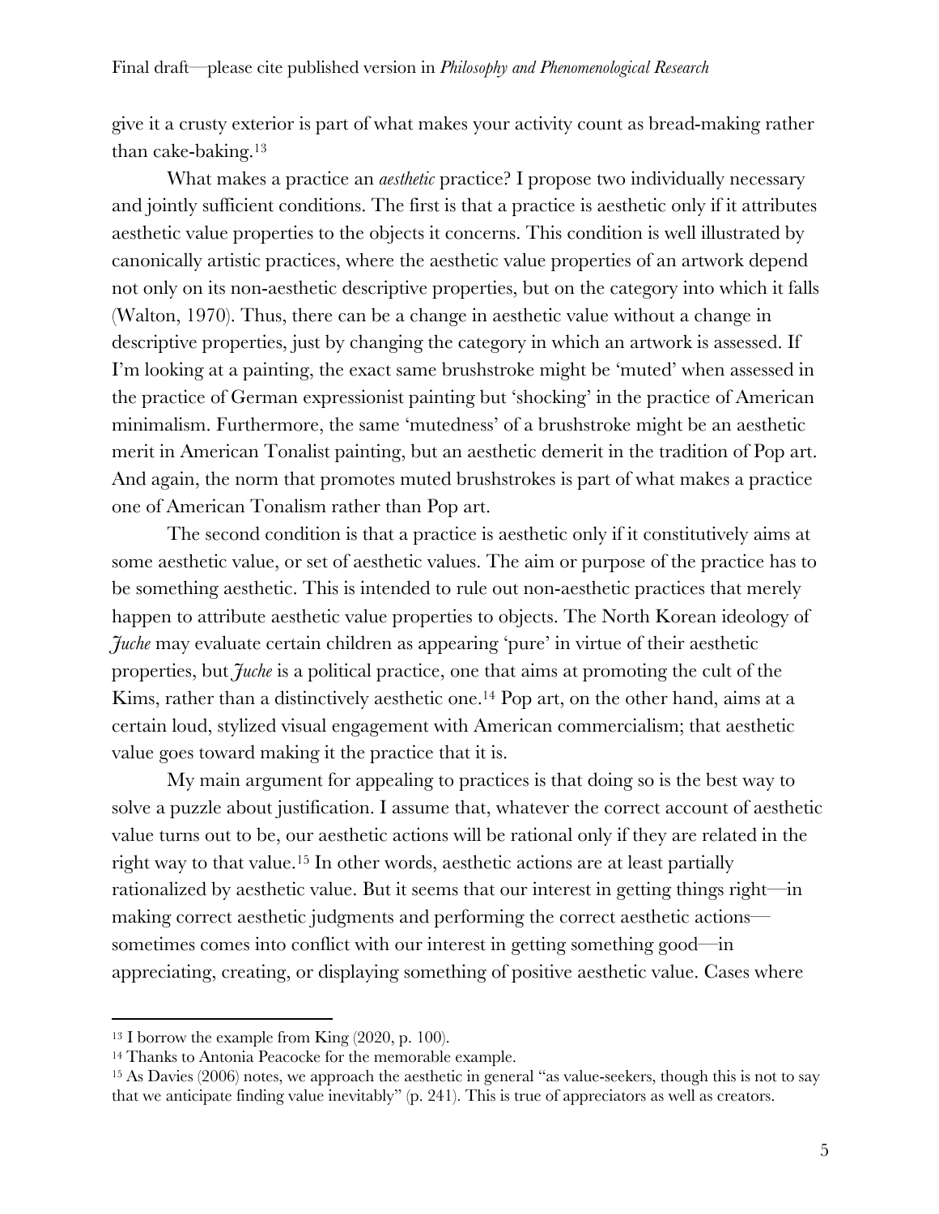give it a crusty exterior is part of what makes your activity count as bread-making rather than cake-baking.[13]

What makes a practice an *aesthetic* practice? I propose two individually necessary and jointly sufficient conditions. The first is that a practice is aesthetic only if it attributes aesthetic value properties to the objects it concerns. This condition is well illustrated by canonically artistic practices, where the aesthetic value properties of an artwork depend not only on its non-aesthetic descriptive properties, but on the category into which it falls (Walton, 1970). Thus, there can be a change in aesthetic value without a change in descriptive properties, just by changing the category in which an artwork is assessed. If I'm looking at a painting, the exact same brushstroke might be 'muted' when assessed in the practice of German expressionist painting but 'shocking' in the practice of American minimalism. Furthermore, the same 'mutedness' of a brushstroke might be an aesthetic merit in American Tonalist painting, but an aesthetic demerit in the tradition of Pop art. And again, the norm that promotes muted brushstrokes is part of what makes a practice one of American Tonalism rather than Pop art.

The second condition is that a practice is aesthetic only if it constitutively aims at some aesthetic value, or set of aesthetic values. The aim or purpose of the practice has to be something aesthetic. This is intended to rule out non-aesthetic practices that merely happen to attribute aesthetic value properties to objects. The North Korean ideology of *Juche* may evaluate certain children as appearing 'pure' in virtue of their aesthetic properties, but *Juche* is a political practice, one that aims at promoting the cult of the Kims, rather than a distinctively aesthetic one.[14] Pop art, on the other hand, aims at a certain loud, stylized visual engagement with American commercialism; that aesthetic value goes toward making it the practice that it is.

My main argument for appealing to practices is that doing so is the best way to solve a puzzle about justification. I assume that, whatever the correct account of aesthetic value turns out to be, our aesthetic actions will be rational only if they are related in the right way to that value.[15] In other words, aesthetic actions are at least partially rationalized by aesthetic value. But it seems that our interest in getting things right—in making correct aesthetic judgments and performing the correct aesthetic actions—sometimes comes into conflict with our interest in getting something good—in appreciating, creating, or displaying something of positive aesthetic value. Cases where

---

[13] I borrow the example from King (2020, p. 100).

[14] Thanks to Antonia Peacocke for the memorable example.

[15] As Davies (2006) notes, we approach the aesthetic in general "as value-seekers, though this is not to say that we anticipate finding value inevitably" (p. 241). This is true of appreciators as well as creators.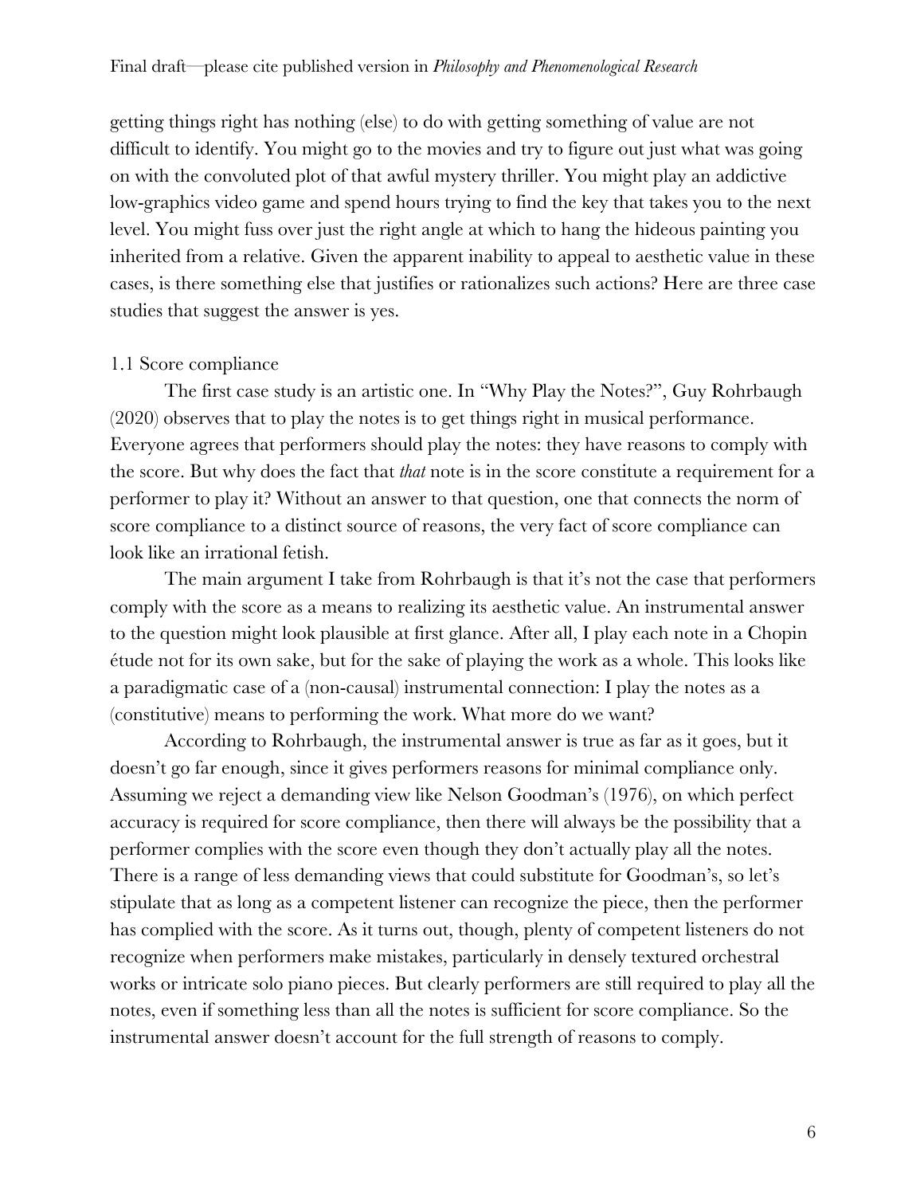getting things right has nothing (else) to do with getting something of value are not difficult to identify. You might go to the movies and try to figure out just what was going on with the convoluted plot of that awful mystery thriller. You might play an addictive low-graphics video game and spend hours trying to find the key that takes you to the next level. You might fuss over just the right angle at which to hang the hideous painting you inherited from a relative. Given the apparent inability to appeal to aesthetic value in these cases, is there something else that justifies or rationalizes such actions? Here are three case studies that suggest the answer is yes.

### 1.1 Score compliance

The first case study is an artistic one. In "Why Play the Notes?", Guy Rohrbaugh (2020) observes that to play the notes is to get things right in musical performance. Everyone agrees that performers should play the notes: they have reasons to comply with the score. But why does the fact that *that* note is in the score constitute a requirement for a performer to play it? Without an answer to that question, one that connects the norm of score compliance to a distinct source of reasons, the very fact of score compliance can look like an irrational fetish.

The main argument I take from Rohrbaugh is that it's not the case that performers comply with the score as a means to realizing its aesthetic value. An instrumental answer to the question might look plausible at first glance. After all, I play each note in a Chopin étude not for its own sake, but for the sake of playing the work as a whole. This looks like a paradigmatic case of a (non-causal) instrumental connection: I play the notes as a (constitutive) means to performing the work. What more do we want?

According to Rohrbaugh, the instrumental answer is true as far as it goes, but it doesn't go far enough, since it gives performers reasons for minimal compliance only. Assuming we reject a demanding view like Nelson Goodman's (1976), on which perfect accuracy is required for score compliance, then there will always be the possibility that a performer complies with the score even though they don't actually play all the notes. There is a range of less demanding views that could substitute for Goodman's, so let's stipulate that as long as a competent listener can recognize the piece, then the performer has complied with the score. As it turns out, though, plenty of competent listeners do not recognize when performers make mistakes, particularly in densely textured orchestral works or intricate solo piano pieces. But clearly performers are still required to play all the notes, even if something less than all the notes is sufficient for score compliance. So the instrumental answer doesn't account for the full strength of reasons to comply.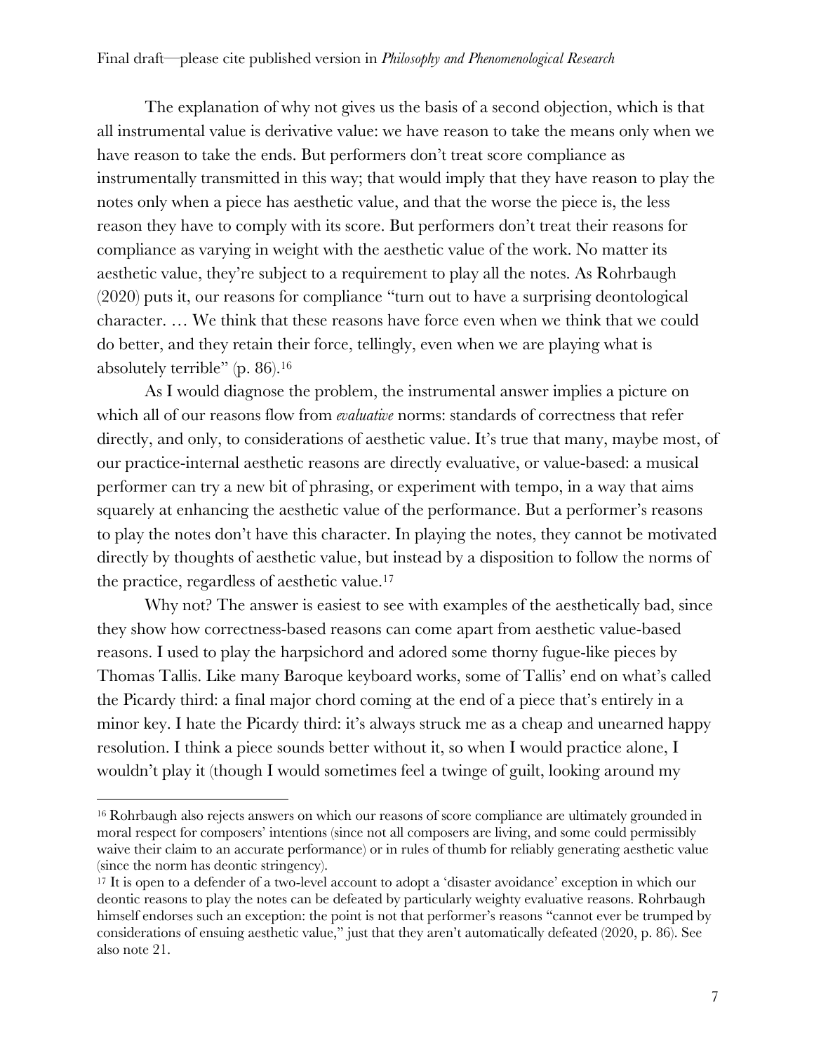The explanation of why not gives us the basis of a second objection, which is that all instrumental value is derivative value: we have reason to take the means only when we have reason to take the ends. But performers don't treat score compliance as instrumentally transmitted in this way; that would imply that they have reason to play the notes only when a piece has aesthetic value, and that the worse the piece is, the less reason they have to comply with its score. But performers don't treat their reasons for compliance as varying in weight with the aesthetic value of the work. No matter its aesthetic value, they're subject to a requirement to play all the notes. As Rohrbaugh (2020) puts it, our reasons for compliance "turn out to have a surprising deontological character. … We think that these reasons have force even when we think that we could do better, and they retain their force, tellingly, even when we are playing what is absolutely terrible" (p. 86).[16]

As I would diagnose the problem, the instrumental answer implies a picture on which all of our reasons flow from *evaluative* norms: standards of correctness that refer directly, and only, to considerations of aesthetic value. It's true that many, maybe most, of our practice-internal aesthetic reasons are directly evaluative, or value-based: a musical performer can try a new bit of phrasing, or experiment with tempo, in a way that aims squarely at enhancing the aesthetic value of the performance. But a performer's reasons to play the notes don't have this character. In playing the notes, they cannot be motivated directly by thoughts of aesthetic value, but instead by a disposition to follow the norms of the practice, regardless of aesthetic value.[17]

Why not? The answer is easiest to see with examples of the aesthetically bad, since they show how correctness-based reasons can come apart from aesthetic value-based reasons. I used to play the harpsichord and adored some thorny fugue-like pieces by Thomas Tallis. Like many Baroque keyboard works, some of Tallis' end on what's called the Picardy third: a final major chord coming at the end of a piece that's entirely in a minor key. I hate the Picardy third: it's always struck me as a cheap and unearned happy resolution. I think a piece sounds better without it, so when I would practice alone, I wouldn't play it (though I would sometimes feel a twinge of guilt, looking around my

---

[16] Rohrbaugh also rejects answers on which our reasons of score compliance are ultimately grounded in moral respect for composers' intentions (since not all composers are living, and some could permissibly waive their claim to an accurate performance) or in rules of thumb for reliably generating aesthetic value (since the norm has deontic stringency).

[17] It is open to a defender of a two-level account to adopt a 'disaster avoidance' exception in which our deontic reasons to play the notes can be defeated by particularly weighty evaluative reasons. Rohrbaugh himself endorses such an exception: the point is not that performer's reasons "cannot ever be trumped by considerations of ensuing aesthetic value," just that they aren't automatically defeated (2020, p. 86). See also note 21.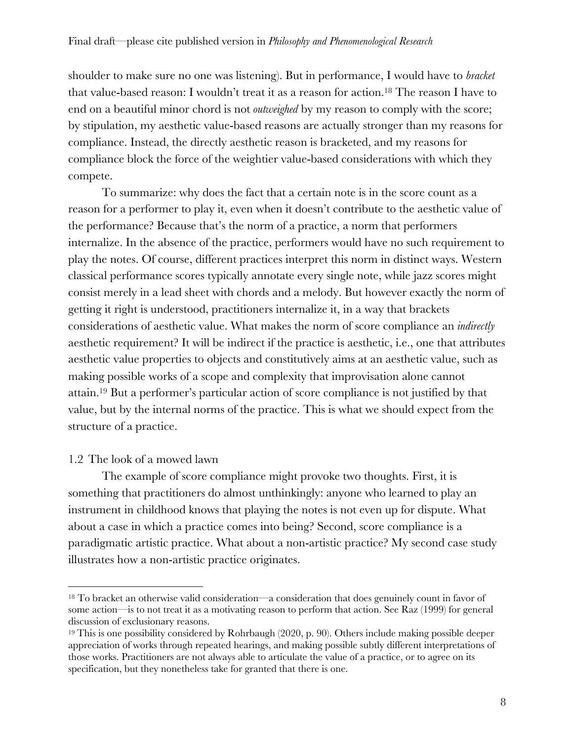shoulder to make sure no one was listening). But in performance, I would have to *bracket* that value-based reason: I wouldn't treat it as a reason for action.[18] The reason I have to end on a beautiful minor chord is not *outweighed* by my reason to comply with the score; by stipulation, my aesthetic value-based reasons are actually stronger than my reasons for compliance. Instead, the directly aesthetic reason is bracketed, and my reasons for compliance block the force of the weightier value-based considerations with which they compete.

To summarize: why does the fact that a certain note is in the score count as a reason for a performer to play it, even when it doesn't contribute to the aesthetic value of the performance? Because that's the norm of a practice, a norm that performers internalize. In the absence of the practice, performers would have no such requirement to play the notes. Of course, different practices interpret this norm in distinct ways. Western classical performance scores typically annotate every single note, while jazz scores might consist merely in a lead sheet with chords and a melody. But however exactly the norm of getting it right is understood, practitioners internalize it, in a way that brackets considerations of aesthetic value. What makes the norm of score compliance an *indirectly* aesthetic requirement? It will be indirect if the practice is aesthetic, i.e., one that attributes aesthetic value properties to objects and constitutively aims at an aesthetic value, such as making possible works of a scope and complexity that improvisation alone cannot attain.[19] But a performer's particular action of score compliance is not justified by that value, but by the internal norms of the practice. This is what we should expect from the structure of a practice.

### 1.2 The look of a mowed lawn

The example of score compliance might provoke two thoughts. First, it is something that practitioners do almost unthinkingly: anyone who learned to play an instrument in childhood knows that playing the notes is not even up for dispute. What about a case in which a practice comes into being? Second, score compliance is a paradigmatic artistic practice. What about a non-artistic practice? My second case study illustrates how a non-artistic practice originates.

---

[18] To bracket an otherwise valid consideration—a consideration that does genuinely count in favor of some action—is to not treat it as a motivating reason to perform that action. See Raz (1999) for general discussion of exclusionary reasons.

[19] This is one possibility considered by Rohrbaugh (2020, p. 90). Others include making possible deeper appreciation of works through repeated hearings, and making possible subtly different interpretations of those works. Practitioners are not always able to articulate the value of a practice, or to agree on its specification, but they nonetheless take for granted that there is one.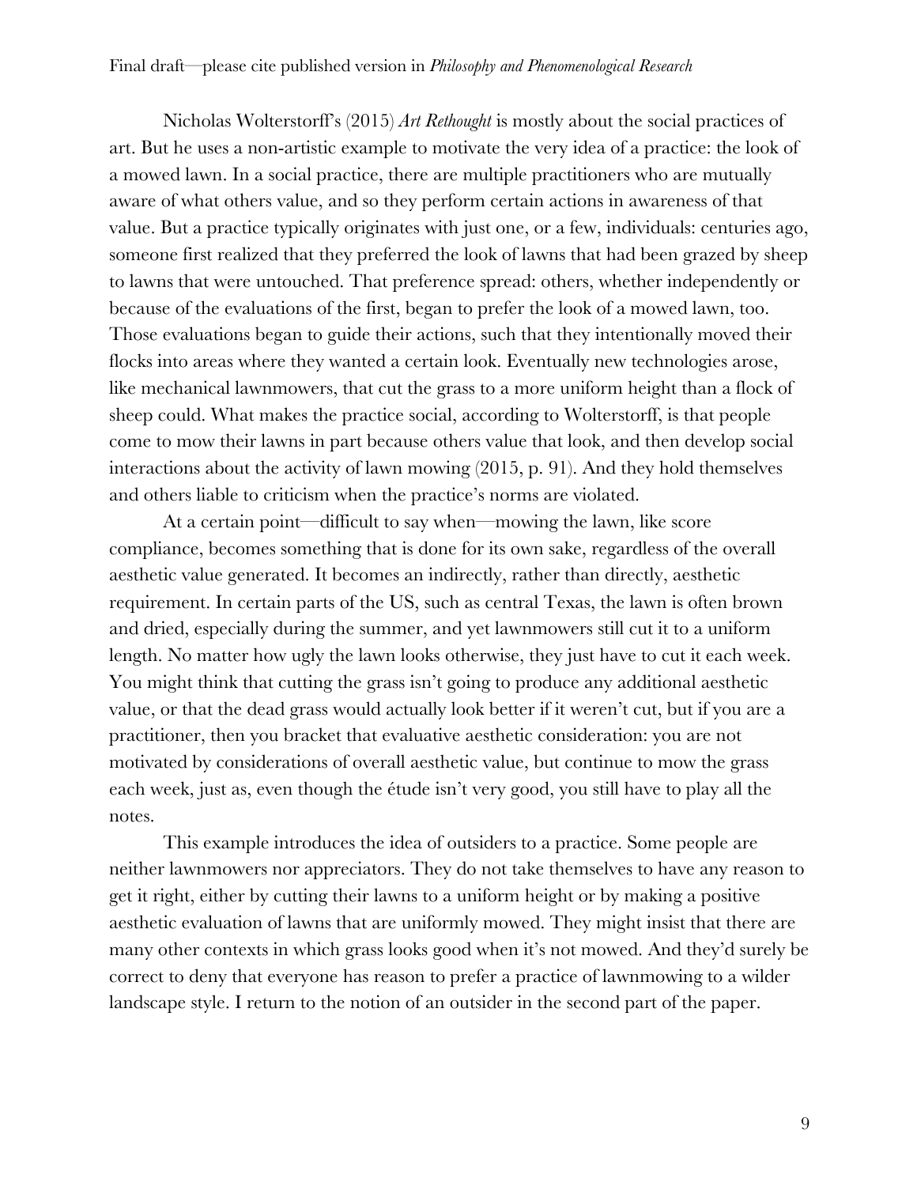Nicholas Wolterstorff's (2015) *Art Rethought* is mostly about the social practices of art. But he uses a non-artistic example to motivate the very idea of a practice: the look of a mowed lawn. In a social practice, there are multiple practitioners who are mutually aware of what others value, and so they perform certain actions in awareness of that value. But a practice typically originates with just one, or a few, individuals: centuries ago, someone first realized that they preferred the look of lawns that had been grazed by sheep to lawns that were untouched. That preference spread: others, whether independently or because of the evaluations of the first, began to prefer the look of a mowed lawn, too. Those evaluations began to guide their actions, such that they intentionally moved their flocks into areas where they wanted a certain look. Eventually new technologies arose, like mechanical lawnmowers, that cut the grass to a more uniform height than a flock of sheep could. What makes the practice social, according to Wolterstorff, is that people come to mow their lawns in part because others value that look, and then develop social interactions about the activity of lawn mowing (2015, p. 91). And they hold themselves and others liable to criticism when the practice's norms are violated.

At a certain point—difficult to say when—mowing the lawn, like score compliance, becomes something that is done for its own sake, regardless of the overall aesthetic value generated. It becomes an indirectly, rather than directly, aesthetic requirement. In certain parts of the US, such as central Texas, the lawn is often brown and dried, especially during the summer, and yet lawnmowers still cut it to a uniform length. No matter how ugly the lawn looks otherwise, they just have to cut it each week. You might think that cutting the grass isn't going to produce any additional aesthetic value, or that the dead grass would actually look better if it weren't cut, but if you are a practitioner, then you bracket that evaluative aesthetic consideration: you are not motivated by considerations of overall aesthetic value, but continue to mow the grass each week, just as, even though the étude isn't very good, you still have to play all the notes.

This example introduces the idea of outsiders to a practice. Some people are neither lawnmowers nor appreciators. They do not take themselves to have any reason to get it right, either by cutting their lawns to a uniform height or by making a positive aesthetic evaluation of lawns that are uniformly mowed. They might insist that there are many other contexts in which grass looks good when it's not mowed. And they'd surely be correct to deny that everyone has reason to prefer a practice of lawnmowing to a wilder landscape style. I return to the notion of an outsider in the second part of the paper.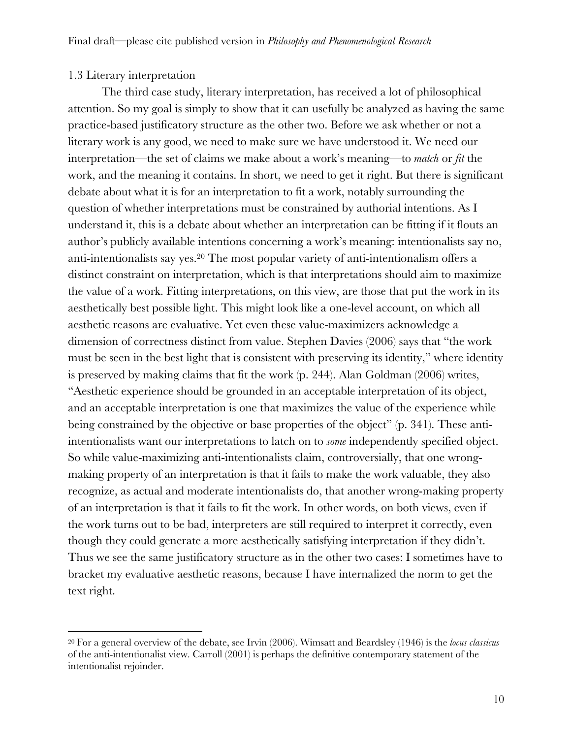### 1.3 Literary interpretation

The third case study, literary interpretation, has received a lot of philosophical attention. So my goal is simply to show that it can usefully be analyzed as having the same practice-based justificatory structure as the other two. Before we ask whether or not a literary work is any good, we need to make sure we have understood it. We need our interpretation—the set of claims we make about a work's meaning—to *match* or *fit* the work, and the meaning it contains. In short, we need to get it right. But there is significant debate about what it is for an interpretation to fit a work, notably surrounding the question of whether interpretations must be constrained by authorial intentions. As I understand it, this is a debate about whether an interpretation can be fitting if it flouts an author's publicly available intentions concerning a work's meaning: intentionalists say no, anti-intentionalists say yes.[20] The most popular variety of anti-intentionalism offers a distinct constraint on interpretation, which is that interpretations should aim to maximize the value of a work. Fitting interpretations, on this view, are those that put the work in its aesthetically best possible light. This might look like a one-level account, on which all aesthetic reasons are evaluative. Yet even these value-maximizers acknowledge a dimension of correctness distinct from value. Stephen Davies (2006) says that "the work must be seen in the best light that is consistent with preserving its identity," where identity is preserved by making claims that fit the work (p. 244). Alan Goldman (2006) writes, "Aesthetic experience should be grounded in an acceptable interpretation of its object, and an acceptable interpretation is one that maximizes the value of the experience while being constrained by the objective or base properties of the object" (p. 341). These anti-intentionalists want our interpretations to latch on to *some* independently specified object. So while value-maximizing anti-intentionalists claim, controversially, that one wrong-making property of an interpretation is that it fails to make the work valuable, they also recognize, as actual and moderate intentionalists do, that another wrong-making property of an interpretation is that it fails to fit the work. In other words, on both views, even if the work turns out to be bad, interpreters are still required to interpret it correctly, even though they could generate a more aesthetically satisfying interpretation if they didn't. Thus we see the same justificatory structure as in the other two cases: I sometimes have to bracket my evaluative aesthetic reasons, because I have internalized the norm to get the text right.

---

[20] For a general overview of the debate, see Irvin (2006). Wimsatt and Beardsley (1946) is the *locus classicus* of the anti-intentionalist view. Carroll (2001) is perhaps the definitive contemporary statement of the intentionalist rejoinder.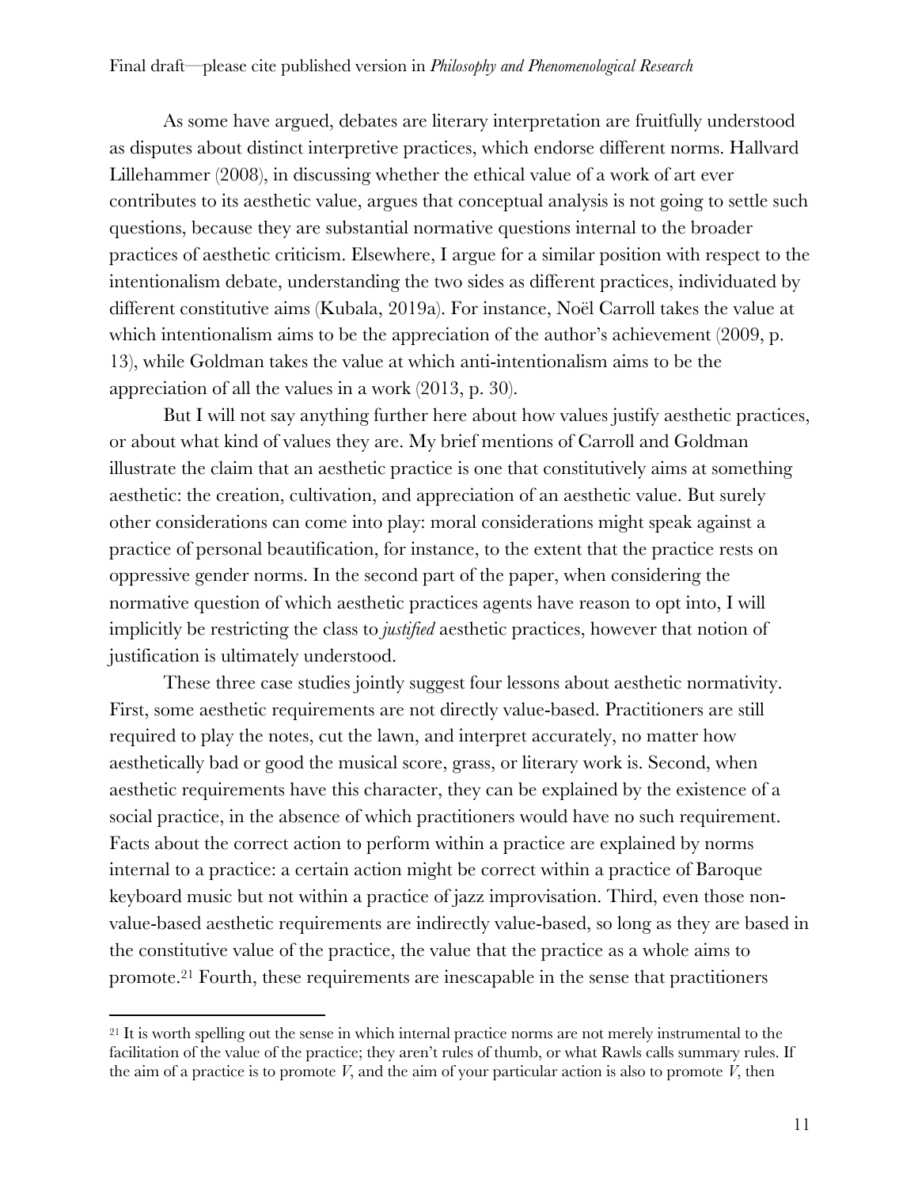As some have argued, debates are literary interpretation are fruitfully understood as disputes about distinct interpretive practices, which endorse different norms. Hallvard Lillehammer (2008), in discussing whether the ethical value of a work of art ever contributes to its aesthetic value, argues that conceptual analysis is not going to settle such questions, because they are substantial normative questions internal to the broader practices of aesthetic criticism. Elsewhere, I argue for a similar position with respect to the intentionalism debate, understanding the two sides as different practices, individuated by different constitutive aims (Kubala, 2019a). For instance, Noël Carroll takes the value at which intentionalism aims to be the appreciation of the author's achievement (2009, p. 13), while Goldman takes the value at which anti-intentionalism aims to be the appreciation of all the values in a work (2013, p. 30).

But I will not say anything further here about how values justify aesthetic practices, or about what kind of values they are. My brief mentions of Carroll and Goldman illustrate the claim that an aesthetic practice is one that constitutively aims at something aesthetic: the creation, cultivation, and appreciation of an aesthetic value. But surely other considerations can come into play: moral considerations might speak against a practice of personal beautification, for instance, to the extent that the practice rests on oppressive gender norms. In the second part of the paper, when considering the normative question of which aesthetic practices agents have reason to opt into, I will implicitly be restricting the class to *justified* aesthetic practices, however that notion of justification is ultimately understood.

These three case studies jointly suggest four lessons about aesthetic normativity. First, some aesthetic requirements are not directly value-based. Practitioners are still required to play the notes, cut the lawn, and interpret accurately, no matter how aesthetically bad or good the musical score, grass, or literary work is. Second, when aesthetic requirements have this character, they can be explained by the existence of a social practice, in the absence of which practitioners would have no such requirement. Facts about the correct action to perform within a practice are explained by norms internal to a practice: a certain action might be correct within a practice of Baroque keyboard music but not within a practice of jazz improvisation. Third, even those non-value-based aesthetic requirements are indirectly value-based, so long as they are based in the constitutive value of the practice, the value that the practice as a whole aims to promote.[21] Fourth, these requirements are inescapable in the sense that practitioners

[21] It is worth spelling out the sense in which internal practice norms are not merely instrumental to the facilitation of the value of the practice; they aren't rules of thumb, or what Rawls calls summary rules. If the aim of a practice is to promote *V*, and the aim of your particular action is also to promote *V*, then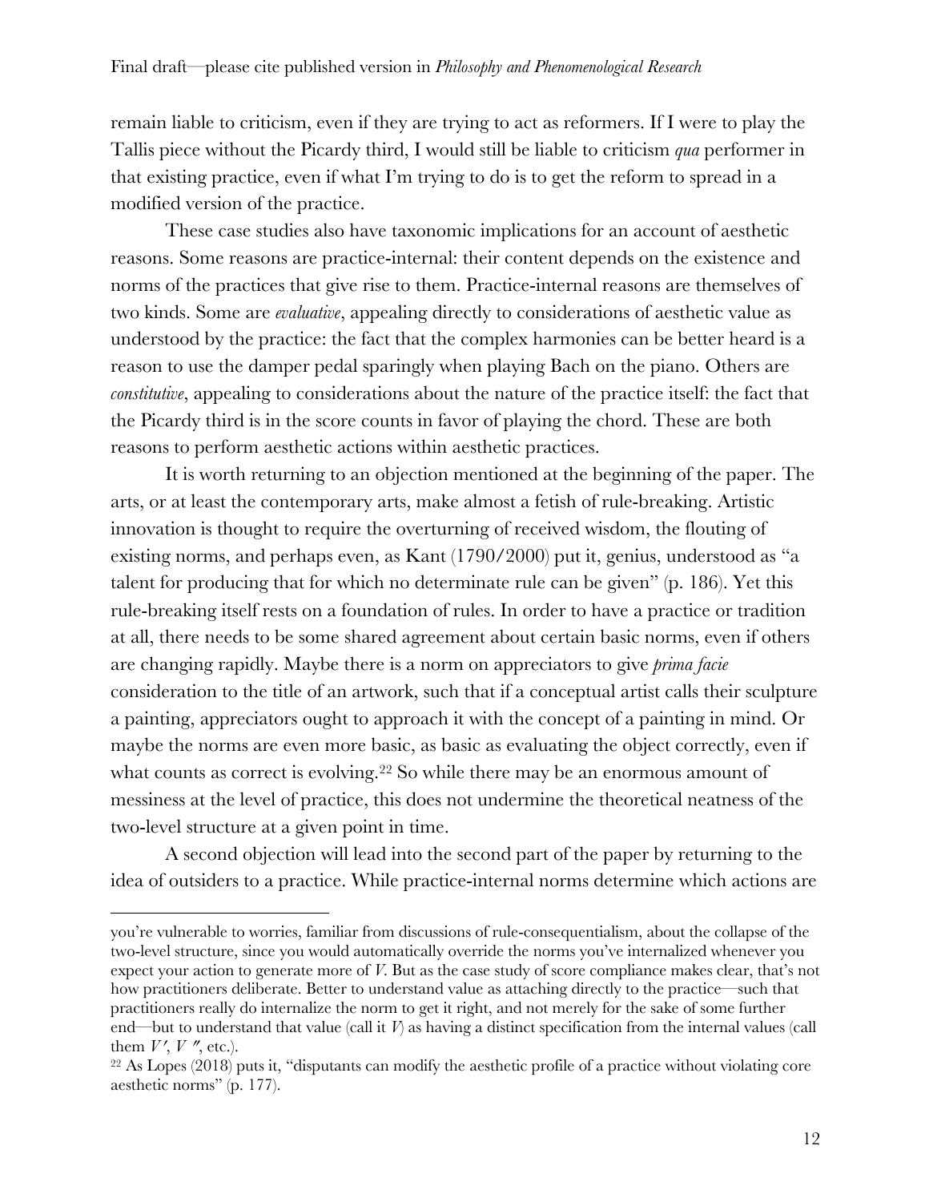remain liable to criticism, even if they are trying to act as reformers. If I were to play the Tallis piece without the Picardy third, I would still be liable to criticism *qua* performer in that existing practice, even if what I'm trying to do is to get the reform to spread in a modified version of the practice.

These case studies also have taxonomic implications for an account of aesthetic reasons. Some reasons are practice-internal: their content depends on the existence and norms of the practices that give rise to them. Practice-internal reasons are themselves of two kinds. Some are *evaluative*, appealing directly to considerations of aesthetic value as understood by the practice: the fact that the complex harmonies can be better heard is a reason to use the damper pedal sparingly when playing Bach on the piano. Others are *constitutive*, appealing to considerations about the nature of the practice itself: the fact that the Picardy third is in the score counts in favor of playing the chord. These are both reasons to perform aesthetic actions within aesthetic practices.

It is worth returning to an objection mentioned at the beginning of the paper. The arts, or at least the contemporary arts, make almost a fetish of rule-breaking. Artistic innovation is thought to require the overturning of received wisdom, the flouting of existing norms, and perhaps even, as Kant (1790/2000) put it, genius, understood as "a talent for producing that for which no determinate rule can be given" (p. 186). Yet this rule-breaking itself rests on a foundation of rules. In order to have a practice or tradition at all, there needs to be some shared agreement about certain basic norms, even if others are changing rapidly. Maybe there is a norm on appreciators to give *prima facie* consideration to the title of an artwork, such that if a conceptual artist calls their sculpture a painting, appreciators ought to approach it with the concept of a painting in mind. Or maybe the norms are even more basic, as basic as evaluating the object correctly, even if what counts as correct is evolving.[22] So while there may be an enormous amount of messiness at the level of practice, this does not undermine the theoretical neatness of the two-level structure at a given point in time.

A second objection will lead into the second part of the paper by returning to the idea of outsiders to a practice. While practice-internal norms determine which actions are

---

you're vulnerable to worries, familiar from discussions of rule-consequentialism, about the collapse of the two-level structure, since you would automatically override the norms you've internalized whenever you expect your action to generate more of *V*. But as the case study of score compliance makes clear, that's not how practitioners deliberate. Better to understand value as attaching directly to the practice—such that practitioners really do internalize the norm to get it right, and not merely for the sake of some further end—but to understand that value (call it *V*) as having a distinct specification from the internal values (call them $V'$, $V''$, etc.).

[22] As Lopes (2018) puts it, "disputants can modify the aesthetic profile of a practice without violating core aesthetic norms" (p. 177).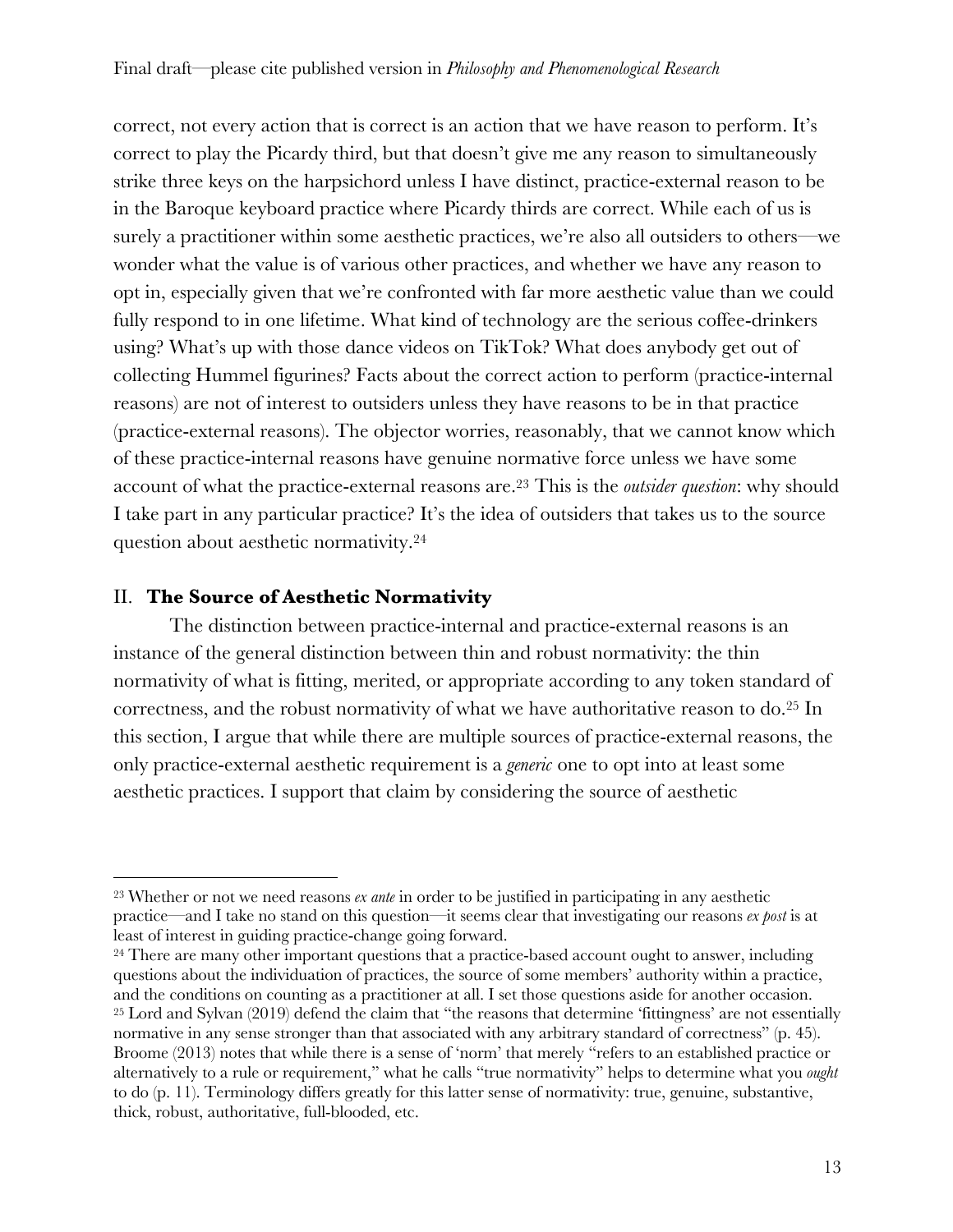correct, not every action that is correct is an action that we have reason to perform. It's correct to play the Picardy third, but that doesn't give me any reason to simultaneously strike three keys on the harpsichord unless I have distinct, practice-external reason to be in the Baroque keyboard practice where Picardy thirds are correct. While each of us is surely a practitioner within some aesthetic practices, we're also all outsiders to others—we wonder what the value is of various other practices, and whether we have any reason to opt in, especially given that we're confronted with far more aesthetic value than we could fully respond to in one lifetime. What kind of technology are the serious coffee-drinkers using? What's up with those dance videos on TikTok? What does anybody get out of collecting Hummel figurines? Facts about the correct action to perform (practice-internal reasons) are not of interest to outsiders unless they have reasons to be in that practice (practice-external reasons). The objector worries, reasonably, that we cannot know which of these practice-internal reasons have genuine normative force unless we have some account of what the practice-external reasons are.[23] This is the *outsider question*: why should I take part in any particular practice? It's the idea of outsiders that takes us to the source question about aesthetic normativity.[24]

## II. **The Source of Aesthetic Normativity**

The distinction between practice-internal and practice-external reasons is an instance of the general distinction between thin and robust normativity: the thin normativity of what is fitting, merited, or appropriate according to any token standard of correctness, and the robust normativity of what we have authoritative reason to do.[25] In this section, I argue that while there are multiple sources of practice-external reasons, the only practice-external aesthetic requirement is a *generic* one to opt into at least some aesthetic practices. I support that claim by considering the source of aesthetic

---

[23] Whether or not we need reasons *ex ante* in order to be justified in participating in any aesthetic practice—and I take no stand on this question—it seems clear that investigating our reasons *ex post* is at least of interest in guiding practice-change going forward.

[24] There are many other important questions that a practice-based account ought to answer, including questions about the individuation of practices, the source of some members' authority within a practice, and the conditions on counting as a practitioner at all. I set those questions aside for another occasion.

[25] Lord and Sylvan (2019) defend the claim that "the reasons that determine 'fittingness' are not essentially normative in any sense stronger than that associated with any arbitrary standard of correctness" (p. 45). Broome (2013) notes that while there is a sense of 'norm' that merely "refers to an established practice or alternatively to a rule or requirement," what he calls "true normativity" helps to determine what you *ought* to do (p. 11). Terminology differs greatly for this latter sense of normativity: true, genuine, substantive, thick, robust, authoritative, full-blooded, etc.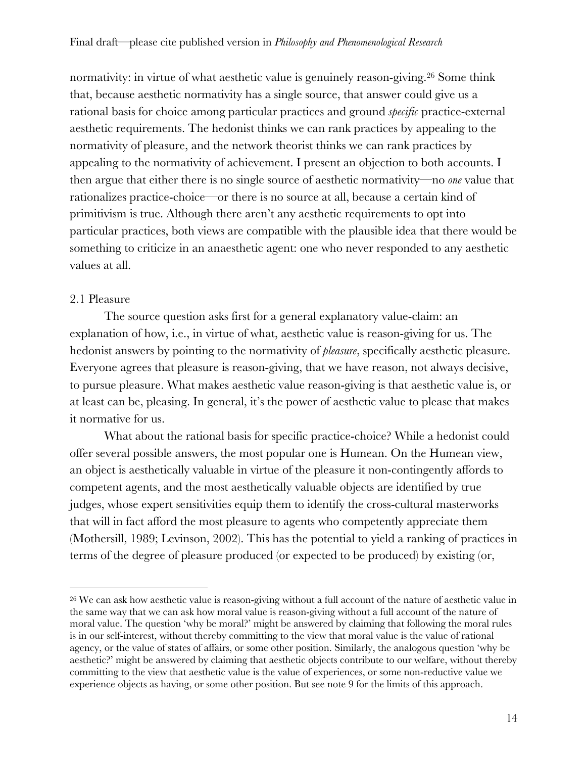normativity: in virtue of what aesthetic value is genuinely reason-giving.[26] Some think that, because aesthetic normativity has a single source, that answer could give us a rational basis for choice among particular practices and ground *specific* practice-external aesthetic requirements. The hedonist thinks we can rank practices by appealing to the normativity of pleasure, and the network theorist thinks we can rank practices by appealing to the normativity of achievement. I present an objection to both accounts. I then argue that either there is no single source of aesthetic normativity—no *one* value that rationalizes practice-choice—or there is no source at all, because a certain kind of primitivism is true. Although there aren't any aesthetic requirements to opt into particular practices, both views are compatible with the plausible idea that there would be something to criticize in an anaesthetic agent: one who never responded to any aesthetic values at all.

## 2.1 Pleasure

The source question asks first for a general explanatory value-claim: an explanation of how, i.e., in virtue of what, aesthetic value is reason-giving for us. The hedonist answers by pointing to the normativity of *pleasure*, specifically aesthetic pleasure. Everyone agrees that pleasure is reason-giving, that we have reason, not always decisive, to pursue pleasure. What makes aesthetic value reason-giving is that aesthetic value is, or at least can be, pleasing. In general, it's the power of aesthetic value to please that makes it normative for us.

What about the rational basis for specific practice-choice? While a hedonist could offer several possible answers, the most popular one is Humean. On the Humean view, an object is aesthetically valuable in virtue of the pleasure it non-contingently affords to competent agents, and the most aesthetically valuable objects are identified by true judges, whose expert sensitivities equip them to identify the cross-cultural masterworks that will in fact afford the most pleasure to agents who competently appreciate them (Mothersill, 1989; Levinson, 2002). This has the potential to yield a ranking of practices in terms of the degree of pleasure produced (or expected to be produced) by existing (or,

---

[26] We can ask how aesthetic value is reason-giving without a full account of the nature of aesthetic value in the same way that we can ask how moral value is reason-giving without a full account of the nature of moral value. The question 'why be moral?' might be answered by claiming that following the moral rules is in our self-interest, without thereby committing to the view that moral value is the value of rational agency, or the value of states of affairs, or some other position. Similarly, the analogous question 'why be aesthetic?' might be answered by claiming that aesthetic objects contribute to our welfare, without thereby committing to the view that aesthetic value is the value of experiences, or some non-reductive value we experience objects as having, or some other position. But see note 9 for the limits of this approach.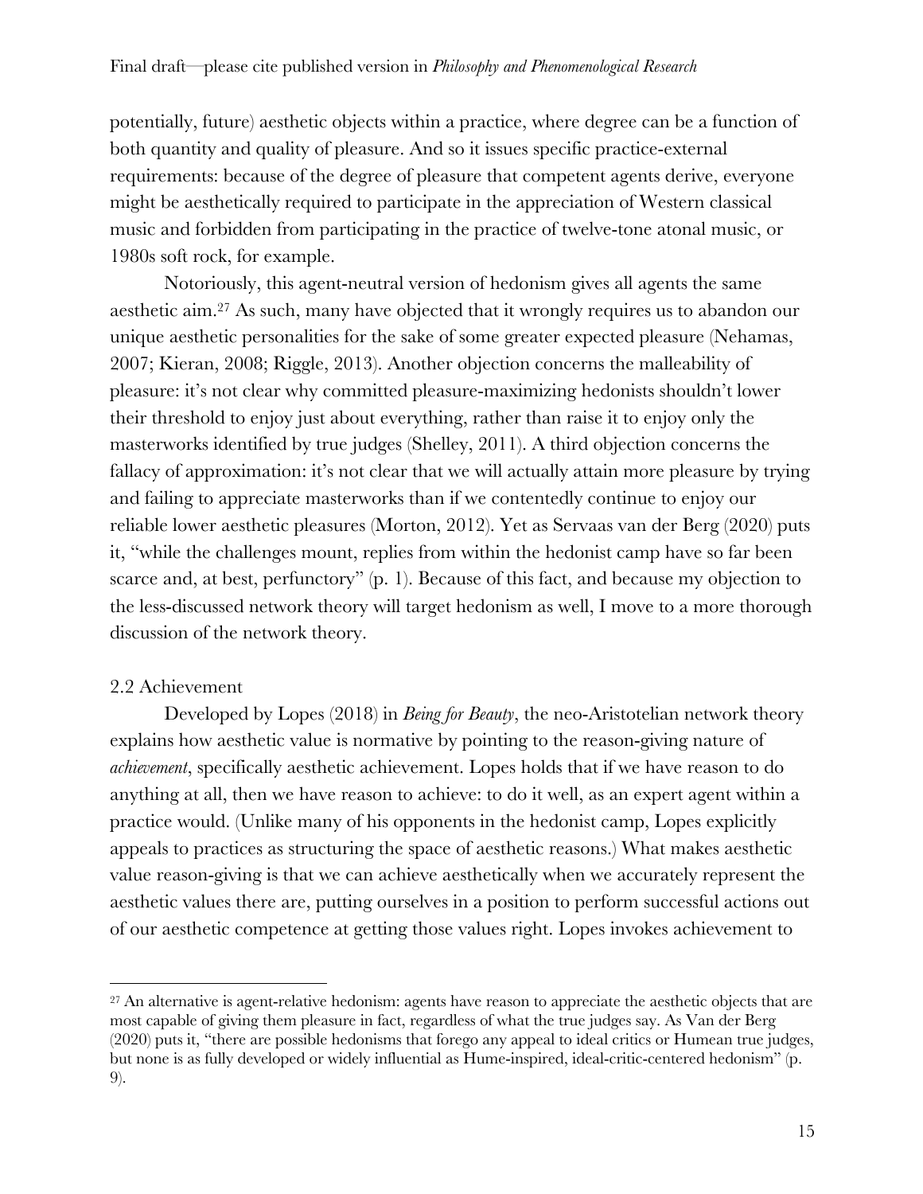potentially, future) aesthetic objects within a practice, where degree can be a function of both quantity and quality of pleasure. And so it issues specific practice-external requirements: because of the degree of pleasure that competent agents derive, everyone might be aesthetically required to participate in the appreciation of Western classical music and forbidden from participating in the practice of twelve-tone atonal music, or 1980s soft rock, for example.

Notoriously, this agent-neutral version of hedonism gives all agents the same aesthetic aim.[27] As such, many have objected that it wrongly requires us to abandon our unique aesthetic personalities for the sake of some greater expected pleasure (Nehamas, 2007; Kieran, 2008; Riggle, 2013). Another objection concerns the malleability of pleasure: it's not clear why committed pleasure-maximizing hedonists shouldn't lower their threshold to enjoy just about everything, rather than raise it to enjoy only the masterworks identified by true judges (Shelley, 2011). A third objection concerns the fallacy of approximation: it's not clear that we will actually attain more pleasure by trying and failing to appreciate masterworks than if we contentedly continue to enjoy our reliable lower aesthetic pleasures (Morton, 2012). Yet as Servaas van der Berg (2020) puts it, "while the challenges mount, replies from within the hedonist camp have so far been scarce and, at best, perfunctory" (p. 1). Because of this fact, and because my objection to the less-discussed network theory will target hedonism as well, I move to a more thorough discussion of the network theory.

## 2.2 Achievement

Developed by Lopes (2018) in *Being for Beauty*, the neo-Aristotelian network theory explains how aesthetic value is normative by pointing to the reason-giving nature of *achievement*, specifically aesthetic achievement. Lopes holds that if we have reason to do anything at all, then we have reason to achieve: to do it well, as an expert agent within a practice would. (Unlike many of his opponents in the hedonist camp, Lopes explicitly appeals to practices as structuring the space of aesthetic reasons.) What makes aesthetic value reason-giving is that we can achieve aesthetically when we accurately represent the aesthetic values there are, putting ourselves in a position to perform successful actions out of our aesthetic competence at getting those values right. Lopes invokes achievement to

---

[27] An alternative is agent-relative hedonism: agents have reason to appreciate the aesthetic objects that are most capable of giving them pleasure in fact, regardless of what the true judges say. As Van der Berg (2020) puts it, "there are possible hedonisms that forego any appeal to ideal critics or Humean true judges, but none is as fully developed or widely influential as Hume-inspired, ideal-critic-centered hedonism" (p. 9).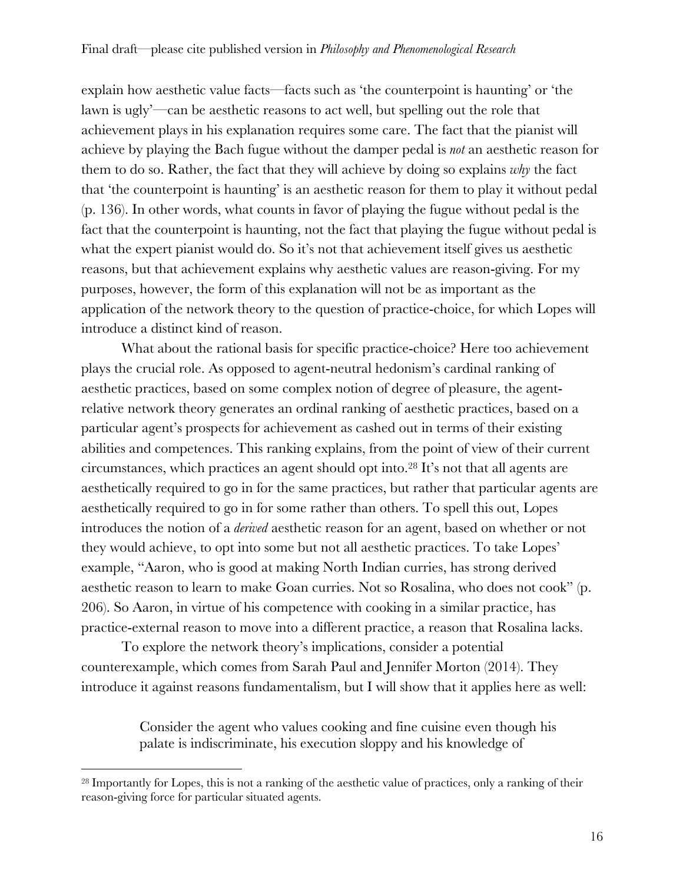explain how aesthetic value facts—facts such as 'the counterpoint is haunting' or 'the lawn is ugly'—can be aesthetic reasons to act well, but spelling out the role that achievement plays in his explanation requires some care. The fact that the pianist will achieve by playing the Bach fugue without the damper pedal is *not* an aesthetic reason for them to do so. Rather, the fact that they will achieve by doing so explains *why* the fact that 'the counterpoint is haunting' is an aesthetic reason for them to play it without pedal (p. 136). In other words, what counts in favor of playing the fugue without pedal is the fact that the counterpoint is haunting, not the fact that playing the fugue without pedal is what the expert pianist would do. So it's not that achievement itself gives us aesthetic reasons, but that achievement explains why aesthetic values are reason-giving. For my purposes, however, the form of this explanation will not be as important as the application of the network theory to the question of practice-choice, for which Lopes will introduce a distinct kind of reason.

What about the rational basis for specific practice-choice? Here too achievement plays the crucial role. As opposed to agent-neutral hedonism's cardinal ranking of aesthetic practices, based on some complex notion of degree of pleasure, the agent-relative network theory generates an ordinal ranking of aesthetic practices, based on a particular agent's prospects for achievement as cashed out in terms of their existing abilities and competences. This ranking explains, from the point of view of their current circumstances, which practices an agent should opt into.[28] It's not that all agents are aesthetically required to go in for the same practices, but rather that particular agents are aesthetically required to go in for some rather than others. To spell this out, Lopes introduces the notion of a *derived* aesthetic reason for an agent, based on whether or not they would achieve, to opt into some but not all aesthetic practices. To take Lopes' example, "Aaron, who is good at making North Indian curries, has strong derived aesthetic reason to learn to make Goan curries. Not so Rosalina, who does not cook" (p. 206). So Aaron, in virtue of his competence with cooking in a similar practice, has practice-external reason to move into a different practice, a reason that Rosalina lacks.

To explore the network theory's implications, consider a potential counterexample, which comes from Sarah Paul and Jennifer Morton (2014). They introduce it against reasons fundamentalism, but I will show that it applies here as well:

> Consider the agent who values cooking and fine cuisine even though his palate is indiscriminate, his execution sloppy and his knowledge of

[28] Importantly for Lopes, this is not a ranking of the aesthetic value of practices, only a ranking of their reason-giving force for particular situated agents.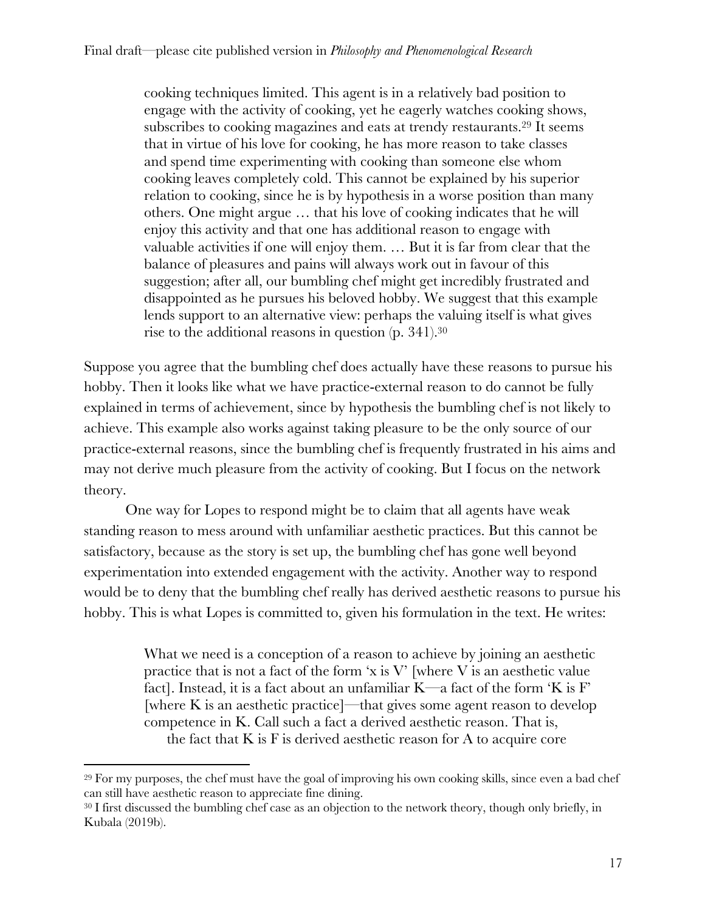> cooking techniques limited. This agent is in a relatively bad position to engage with the activity of cooking, yet he eagerly watches cooking shows, subscribes to cooking magazines and eats at trendy restaurants.[29] It seems that in virtue of his love for cooking, he has more reason to take classes and spend time experimenting with cooking than someone else whom cooking leaves completely cold. This cannot be explained by his superior relation to cooking, since he is by hypothesis in a worse position than many others. One might argue … that his love of cooking indicates that he will enjoy this activity and that one has additional reason to engage with valuable activities if one will enjoy them. … But it is far from clear that the balance of pleasures and pains will always work out in favour of this suggestion; after all, our bumbling chef might get incredibly frustrated and disappointed as he pursues his beloved hobby. We suggest that this example lends support to an alternative view: perhaps the valuing itself is what gives rise to the additional reasons in question (p. 341).[30]

Suppose you agree that the bumbling chef does actually have these reasons to pursue his hobby. Then it looks like what we have practice-external reason to do cannot be fully explained in terms of achievement, since by hypothesis the bumbling chef is not likely to achieve. This example also works against taking pleasure to be the only source of our practice-external reasons, since the bumbling chef is frequently frustrated in his aims and may not derive much pleasure from the activity of cooking. But I focus on the network theory.

One way for Lopes to respond might be to claim that all agents have weak standing reason to mess around with unfamiliar aesthetic practices. But this cannot be satisfactory, because as the story is set up, the bumbling chef has gone well beyond experimentation into extended engagement with the activity. Another way to respond would be to deny that the bumbling chef really has derived aesthetic reasons to pursue his hobby. This is what Lopes is committed to, given his formulation in the text. He writes:

> What we need is a conception of a reason to achieve by joining an aesthetic practice that is not a fact of the form 'x is V' [where V is an aesthetic value fact]. Instead, it is a fact about an unfamiliar K—a fact of the form 'K is F' [where K is an aesthetic practice]—that gives some agent reason to develop competence in K. Call such a fact a derived aesthetic reason. That is,
>
> the fact that K is F is derived aesthetic reason for A to acquire core

[29] For my purposes, the chef must have the goal of improving his own cooking skills, since even a bad chef can still have aesthetic reason to appreciate fine dining.

[30] I first discussed the bumbling chef case as an objection to the network theory, though only briefly, in Kubala (2019b).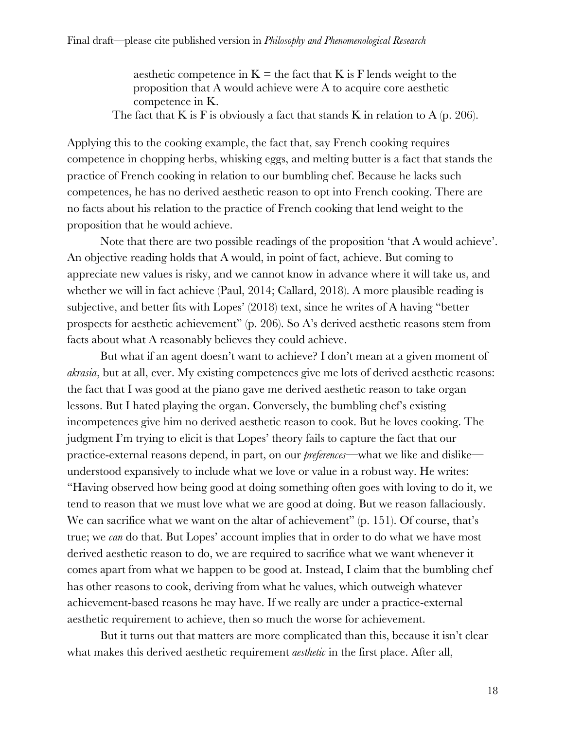> aesthetic competence in K = the fact that K is F lends weight to the proposition that A would achieve were A to acquire core aesthetic competence in K.
>
> The fact that K is F is obviously a fact that stands K in relation to A (p. 206).

Applying this to the cooking example, the fact that, say French cooking requires competence in chopping herbs, whisking eggs, and melting butter is a fact that stands the practice of French cooking in relation to our bumbling chef. Because he lacks such competences, he has no derived aesthetic reason to opt into French cooking. There are no facts about his relation to the practice of French cooking that lend weight to the proposition that he would achieve.

Note that there are two possible readings of the proposition 'that A would achieve'. An objective reading holds that A would, in point of fact, achieve. But coming to appreciate new values is risky, and we cannot know in advance where it will take us, and whether we will in fact achieve (Paul, 2014; Callard, 2018). A more plausible reading is subjective, and better fits with Lopes' (2018) text, since he writes of A having "better prospects for aesthetic achievement" (p. 206). So A's derived aesthetic reasons stem from facts about what A reasonably believes they could achieve.

But what if an agent doesn't want to achieve? I don't mean at a given moment of *akrasia*, but at all, ever. My existing competences give me lots of derived aesthetic reasons: the fact that I was good at the piano gave me derived aesthetic reason to take organ lessons. But I hated playing the organ. Conversely, the bumbling chef's existing incompetences give him no derived aesthetic reason to cook. But he loves cooking. The judgment I'm trying to elicit is that Lopes' theory fails to capture the fact that our practice-external reasons depend, in part, on our *preferences*—what we like and dislike—understood expansively to include what we love or value in a robust way. He writes: "Having observed how being good at doing something often goes with loving to do it, we tend to reason that we must love what we are good at doing. But we reason fallaciously. We can sacrifice what we want on the altar of achievement" (p. 151). Of course, that's true; we *can* do that. But Lopes' account implies that in order to do what we have most derived aesthetic reason to do, we are required to sacrifice what we want whenever it comes apart from what we happen to be good at. Instead, I claim that the bumbling chef has other reasons to cook, deriving from what he values, which outweigh whatever achievement-based reasons he may have. If we really are under a practice-external aesthetic requirement to achieve, then so much the worse for achievement.

But it turns out that matters are more complicated than this, because it isn't clear what makes this derived aesthetic requirement *aesthetic* in the first place. After all,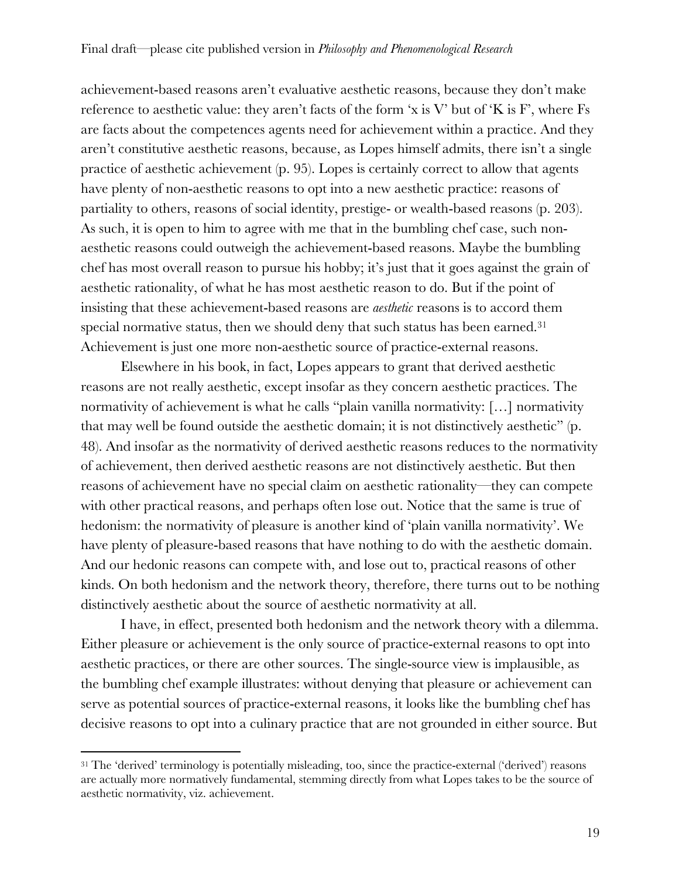achievement-based reasons aren't evaluative aesthetic reasons, because they don't make reference to aesthetic value: they aren't facts of the form 'x is V' but of 'K is F', where Fs are facts about the competences agents need for achievement within a practice. And they aren't constitutive aesthetic reasons, because, as Lopes himself admits, there isn't a single practice of aesthetic achievement (p. 95). Lopes is certainly correct to allow that agents have plenty of non-aesthetic reasons to opt into a new aesthetic practice: reasons of partiality to others, reasons of social identity, prestige- or wealth-based reasons (p. 203). As such, it is open to him to agree with me that in the bumbling chef case, such non-aesthetic reasons could outweigh the achievement-based reasons. Maybe the bumbling chef has most overall reason to pursue his hobby; it's just that it goes against the grain of aesthetic rationality, of what he has most aesthetic reason to do. But if the point of insisting that these achievement-based reasons are *aesthetic* reasons is to accord them special normative status, then we should deny that such status has been earned.[31] Achievement is just one more non-aesthetic source of practice-external reasons.

Elsewhere in his book, in fact, Lopes appears to grant that derived aesthetic reasons are not really aesthetic, except insofar as they concern aesthetic practices. The normativity of achievement is what he calls "plain vanilla normativity: […] normativity that may well be found outside the aesthetic domain; it is not distinctively aesthetic" (p. 48). And insofar as the normativity of derived aesthetic reasons reduces to the normativity of achievement, then derived aesthetic reasons are not distinctively aesthetic. But then reasons of achievement have no special claim on aesthetic rationality—they can compete with other practical reasons, and perhaps often lose out. Notice that the same is true of hedonism: the normativity of pleasure is another kind of 'plain vanilla normativity'. We have plenty of pleasure-based reasons that have nothing to do with the aesthetic domain. And our hedonic reasons can compete with, and lose out to, practical reasons of other kinds. On both hedonism and the network theory, therefore, there turns out to be nothing distinctively aesthetic about the source of aesthetic normativity at all.

I have, in effect, presented both hedonism and the network theory with a dilemma. Either pleasure or achievement is the only source of practice-external reasons to opt into aesthetic practices, or there are other sources. The single-source view is implausible, as the bumbling chef example illustrates: without denying that pleasure or achievement can serve as potential sources of practice-external reasons, it looks like the bumbling chef has decisive reasons to opt into a culinary practice that are not grounded in either source. But

---

[31] The 'derived' terminology is potentially misleading, too, since the practice-external ('derived') reasons are actually more normatively fundamental, stemming directly from what Lopes takes to be the source of aesthetic normativity, viz. achievement.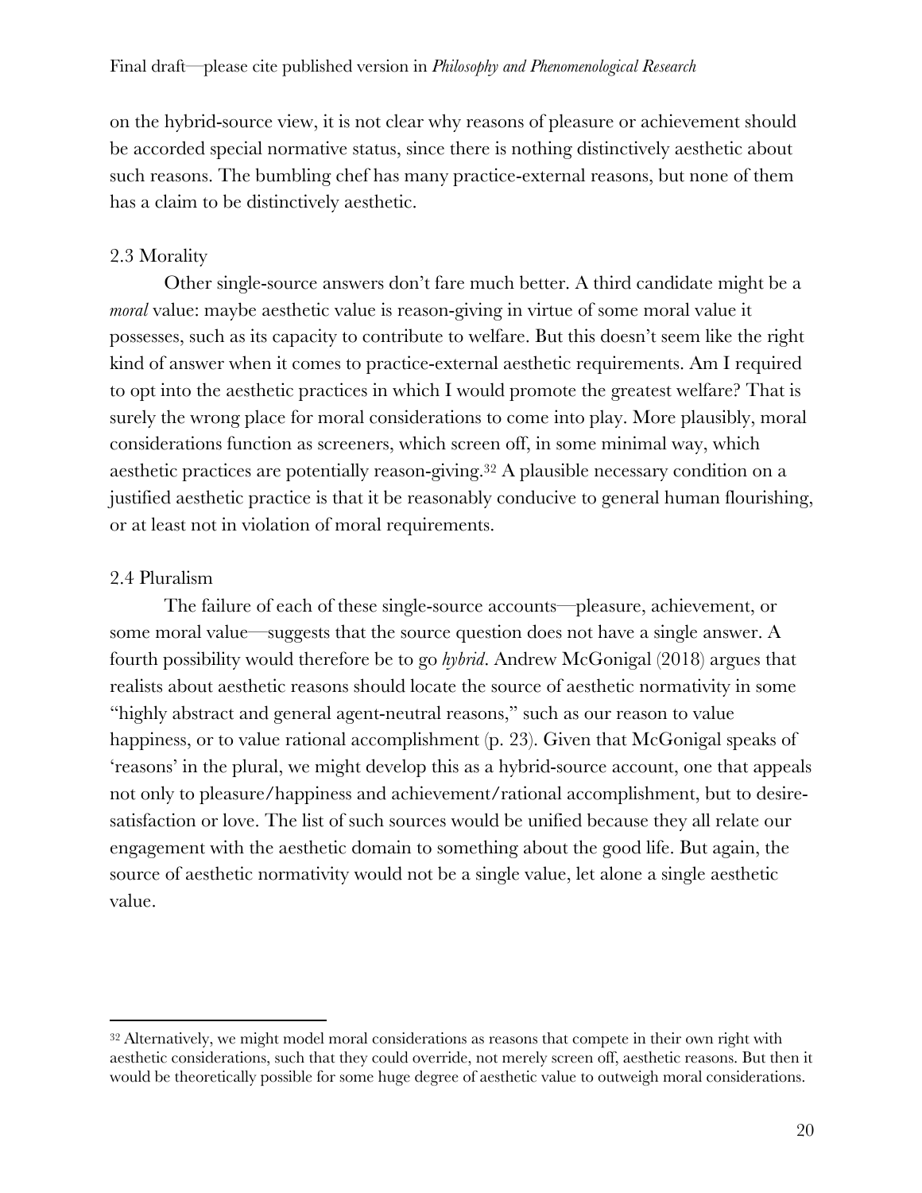on the hybrid-source view, it is not clear why reasons of pleasure or achievement should be accorded special normative status, since there is nothing distinctively aesthetic about such reasons. The bumbling chef has many practice-external reasons, but none of them has a claim to be distinctively aesthetic.

## 2.3 Morality

Other single-source answers don't fare much better. A third candidate might be a *moral* value: maybe aesthetic value is reason-giving in virtue of some moral value it possesses, such as its capacity to contribute to welfare. But this doesn't seem like the right kind of answer when it comes to practice-external aesthetic requirements. Am I required to opt into the aesthetic practices in which I would promote the greatest welfare? That is surely the wrong place for moral considerations to come into play. More plausibly, moral considerations function as screeners, which screen off, in some minimal way, which aesthetic practices are potentially reason-giving.[32] A plausible necessary condition on a justified aesthetic practice is that it be reasonably conducive to general human flourishing, or at least not in violation of moral requirements.

## 2.4 Pluralism

The failure of each of these single-source accounts—pleasure, achievement, or some moral value—suggests that the source question does not have a single answer. A fourth possibility would therefore be to go *hybrid*. Andrew McGonigal (2018) argues that realists about aesthetic reasons should locate the source of aesthetic normativity in some "highly abstract and general agent-neutral reasons," such as our reason to value happiness, or to value rational accomplishment (p. 23). Given that McGonigal speaks of 'reasons' in the plural, we might develop this as a hybrid-source account, one that appeals not only to pleasure/happiness and achievement/rational accomplishment, but to desire-satisfaction or love. The list of such sources would be unified because they all relate our engagement with the aesthetic domain to something about the good life. But again, the source of aesthetic normativity would not be a single value, let alone a single aesthetic value.

---

[32] Alternatively, we might model moral considerations as reasons that compete in their own right with aesthetic considerations, such that they could override, not merely screen off, aesthetic reasons. But then it would be theoretically possible for some huge degree of aesthetic value to outweigh moral considerations.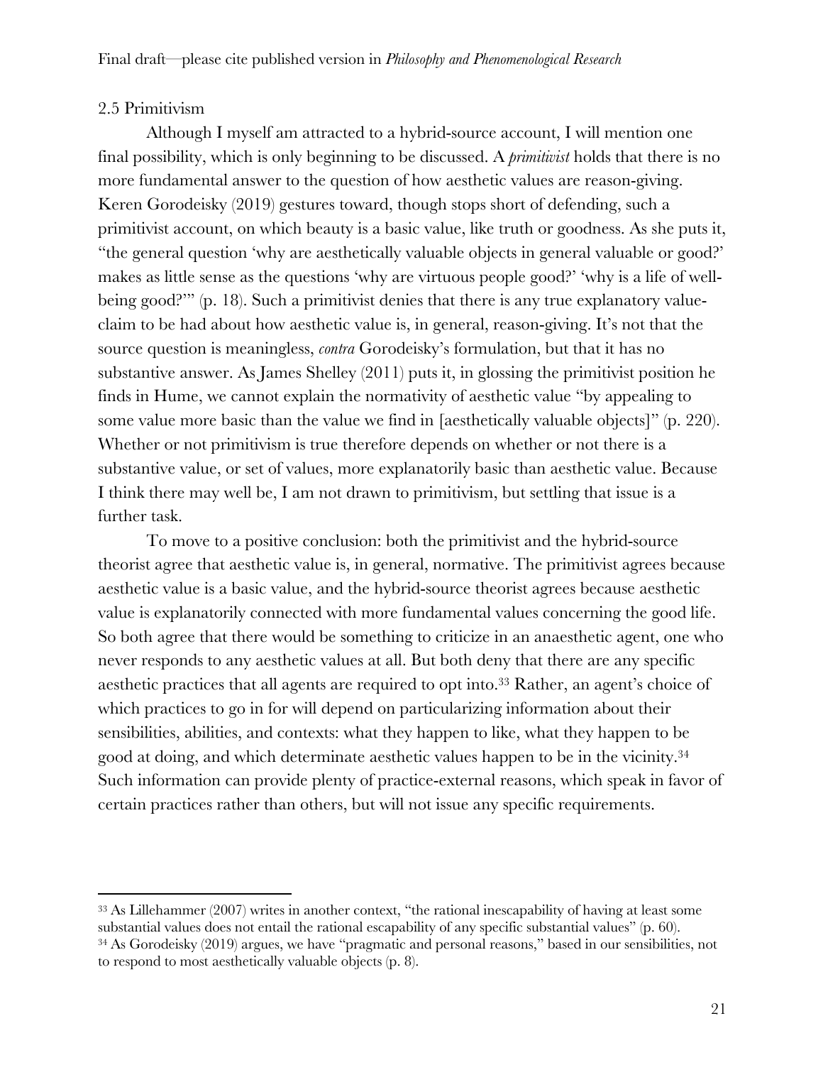### 2.5 Primitivism

Although I myself am attracted to a hybrid-source account, I will mention one final possibility, which is only beginning to be discussed. A *primitivist* holds that there is no more fundamental answer to the question of how aesthetic values are reason-giving. Keren Gorodeisky (2019) gestures toward, though stops short of defending, such a primitivist account, on which beauty is a basic value, like truth or goodness. As she puts it, "the general question 'why are aesthetically valuable objects in general valuable or good?' makes as little sense as the questions 'why are virtuous people good?' 'why is a life of well-being good?'" (p. 18). Such a primitivist denies that there is any true explanatory value-claim to be had about how aesthetic value is, in general, reason-giving. It's not that the source question is meaningless, *contra* Gorodeisky's formulation, but that it has no substantive answer. As James Shelley (2011) puts it, in glossing the primitivist position he finds in Hume, we cannot explain the normativity of aesthetic value "by appealing to some value more basic than the value we find in [aesthetically valuable objects]" (p. 220). Whether or not primitivism is true therefore depends on whether or not there is a substantive value, or set of values, more explanatorily basic than aesthetic value. Because I think there may well be, I am not drawn to primitivism, but settling that issue is a further task.

To move to a positive conclusion: both the primitivist and the hybrid-source theorist agree that aesthetic value is, in general, normative. The primitivist agrees because aesthetic value is a basic value, and the hybrid-source theorist agrees because aesthetic value is explanatorily connected with more fundamental values concerning the good life. So both agree that there would be something to criticize in an anaesthetic agent, one who never responds to any aesthetic values at all. But both deny that there are any specific aesthetic practices that all agents are required to opt into.[33] Rather, an agent's choice of which practices to go in for will depend on particularizing information about their sensibilities, abilities, and contexts: what they happen to like, what they happen to be good at doing, and which determinate aesthetic values happen to be in the vicinity.[34] Such information can provide plenty of practice-external reasons, which speak in favor of certain practices rather than others, but will not issue any specific requirements.

---

[33] As Lillehammer (2007) writes in another context, "the rational inescapability of having at least some substantial values does not entail the rational escapability of any specific substantial values" (p. 60).

[34] As Gorodeisky (2019) argues, we have "pragmatic and personal reasons," based in our sensibilities, not to respond to most aesthetically valuable objects (p. 8).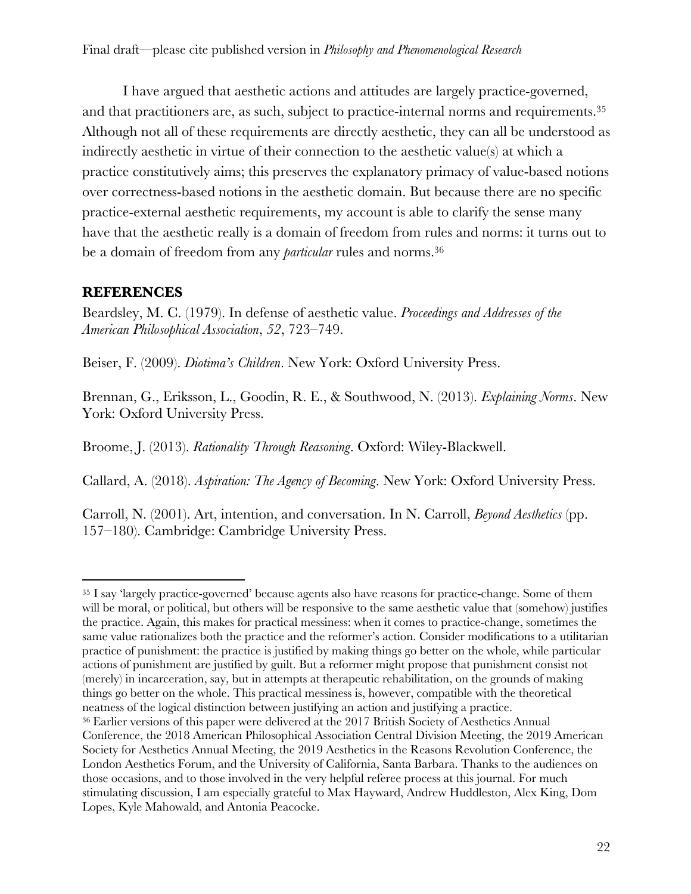I have argued that aesthetic actions and attitudes are largely practice-governed, and that practitioners are, as such, subject to practice-internal norms and requirements.[35] Although not all of these requirements are directly aesthetic, they can all be understood as indirectly aesthetic in virtue of their connection to the aesthetic value(s) at which a practice constitutively aims; this preserves the explanatory primacy of value-based notions over correctness-based notions in the aesthetic domain. But because there are no specific practice-external aesthetic requirements, my account is able to clarify the sense many have that the aesthetic really is a domain of freedom from rules and norms: it turns out to be a domain of freedom from any *particular* rules and norms.[36]

## REFERENCES

Beardsley, M. C. (1979). In defense of aesthetic value. *Proceedings and Addresses of the American Philosophical Association*, *52*, 723–749.

Beiser, F. (2009). *Diotima's Children*. New York: Oxford University Press.

Brennan, G., Eriksson, L., Goodin, R. E., & Southwood, N. (2013). *Explaining Norms*. New York: Oxford University Press.

Broome, J. (2013). *Rationality Through Reasoning*. Oxford: Wiley-Blackwell.

Callard, A. (2018). *Aspiration: The Agency of Becoming*. New York: Oxford University Press.

Carroll, N. (2001). Art, intention, and conversation. In N. Carroll, *Beyond Aesthetics* (pp. 157–180). Cambridge: Cambridge University Press.

---

[35] I say 'largely practice-governed' because agents also have reasons for practice-change. Some of them will be moral, or political, but others will be responsive to the same aesthetic value that (somehow) justifies the practice. Again, this makes for practical messiness: when it comes to practice-change, sometimes the same value rationalizes both the practice and the reformer's action. Consider modifications to a utilitarian practice of punishment: the practice is justified by making things go better on the whole, while particular actions of punishment are justified by guilt. But a reformer might propose that punishment consist not (merely) in incarceration, say, but in attempts at therapeutic rehabilitation, on the grounds of making things go better on the whole. This practical messiness is, however, compatible with the theoretical neatness of the logical distinction between justifying an action and justifying a practice.

[36] Earlier versions of this paper were delivered at the 2017 British Society of Aesthetics Annual Conference, the 2018 American Philosophical Association Central Division Meeting, the 2019 American Society for Aesthetics Annual Meeting, the 2019 Aesthetics in the Reasons Revolution Conference, the London Aesthetics Forum, and the University of California, Santa Barbara. Thanks to the audiences on those occasions, and to those involved in the very helpful referee process at this journal. For much stimulating discussion, I am especially grateful to Max Hayward, Andrew Huddleston, Alex King, Dom Lopes, Kyle Mahowald, and Antonia Peacocke.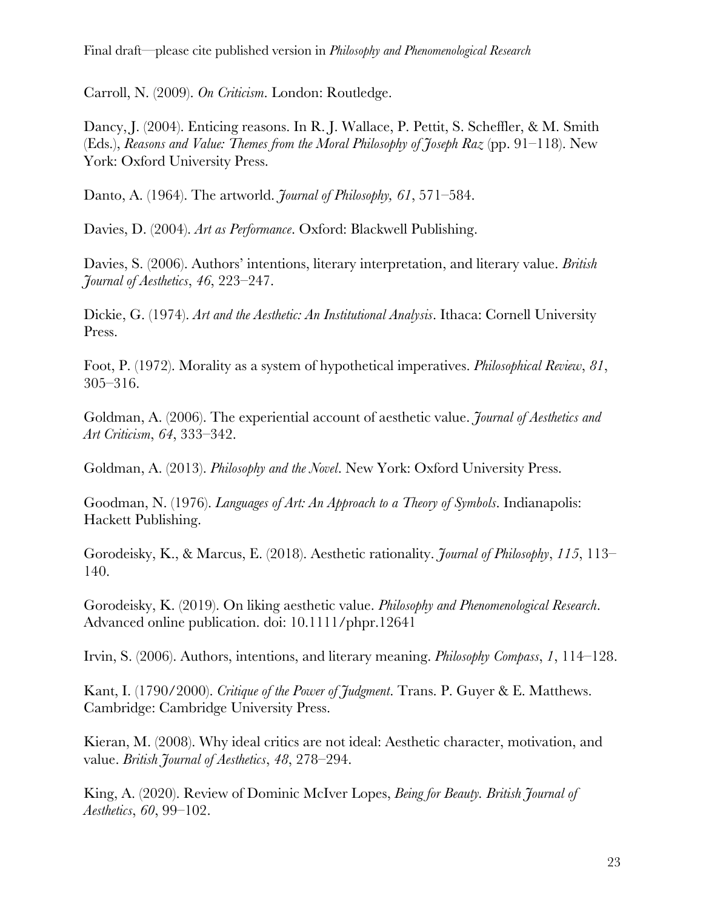Carroll, N. (2009). *On Criticism*. London: Routledge.

Dancy, J. (2004). Enticing reasons. In R. J. Wallace, P. Pettit, S. Scheffler, & M. Smith (Eds.), *Reasons and Value: Themes from the Moral Philosophy of Joseph Raz* (pp. 91–118). New York: Oxford University Press.

Danto, A. (1964). The artworld. *Journal of Philosophy, 61*, 571–584.

Davies, D. (2004). *Art as Performance*. Oxford: Blackwell Publishing.

Davies, S. (2006). Authors' intentions, literary interpretation, and literary value. *British Journal of Aesthetics*, *46*, 223–247.

Dickie, G. (1974). *Art and the Aesthetic: An Institutional Analysis*. Ithaca: Cornell University Press.

Foot, P. (1972). Morality as a system of hypothetical imperatives. *Philosophical Review*, *81*, 305–316.

Goldman, A. (2006). The experiential account of aesthetic value. *Journal of Aesthetics and Art Criticism*, *64*, 333–342.

Goldman, A. (2013). *Philosophy and the Novel*. New York: Oxford University Press.

Goodman, N. (1976). *Languages of Art: An Approach to a Theory of Symbols*. Indianapolis: Hackett Publishing.

Gorodeisky, K., & Marcus, E. (2018). Aesthetic rationality. *Journal of Philosophy*, *115*, 113–140.

Gorodeisky, K. (2019). On liking aesthetic value. *Philosophy and Phenomenological Research*. Advanced online publication. doi: 10.1111/phpr.12641

Irvin, S. (2006). Authors, intentions, and literary meaning. *Philosophy Compass*, *1*, 114–128.

Kant, I. (1790/2000). *Critique of the Power of Judgment*. Trans. P. Guyer & E. Matthews. Cambridge: Cambridge University Press.

Kieran, M. (2008). Why ideal critics are not ideal: Aesthetic character, motivation, and value. *British Journal of Aesthetics*, *48*, 278–294.

King, A. (2020). Review of Dominic McIver Lopes, *Being for Beauty. British Journal of Aesthetics*, *60*, 99–102.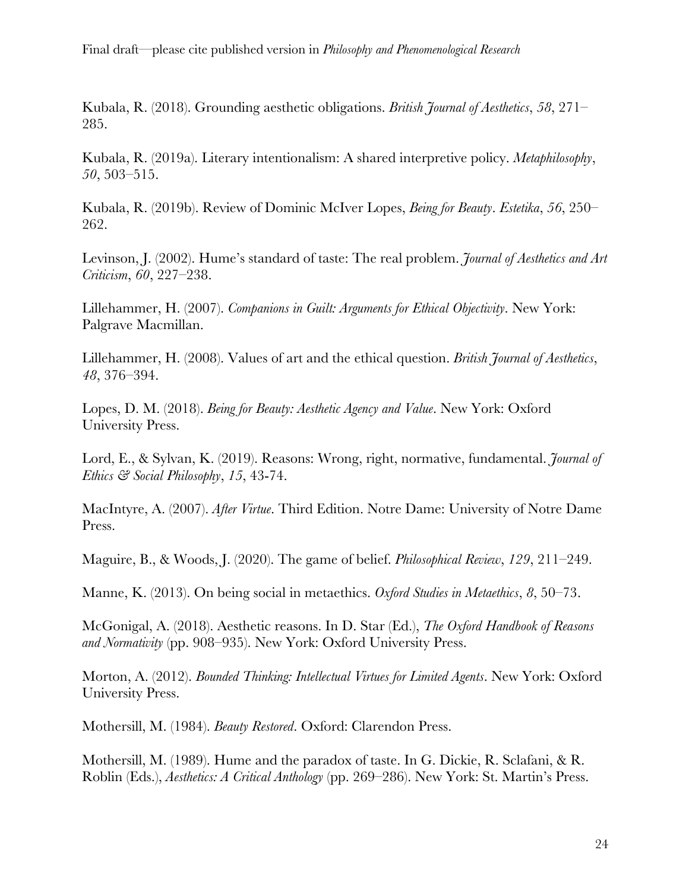Kubala, R. (2018). Grounding aesthetic obligations. *British Journal of Aesthetics*, *58*, 271–285.

Kubala, R. (2019a). Literary intentionalism: A shared interpretive policy. *Metaphilosophy*, *50*, 503–515.

Kubala, R. (2019b). Review of Dominic McIver Lopes, *Being for Beauty*. *Estetika*, *56*, 250–262.

Levinson, J. (2002). Hume's standard of taste: The real problem. *Journal of Aesthetics and Art Criticism*, *60*, 227–238.

Lillehammer, H. (2007). *Companions in Guilt: Arguments for Ethical Objectivity*. New York: Palgrave Macmillan.

Lillehammer, H. (2008). Values of art and the ethical question. *British Journal of Aesthetics*, *48*, 376–394.

Lopes, D. M. (2018). *Being for Beauty: Aesthetic Agency and Value*. New York: Oxford University Press.

Lord, E., & Sylvan, K. (2019). Reasons: Wrong, right, normative, fundamental. *Journal of Ethics & Social Philosophy*, *15*, 43-74.

MacIntyre, A. (2007). *After Virtue*. Third Edition. Notre Dame: University of Notre Dame Press.

Maguire, B., & Woods, J. (2020). The game of belief. *Philosophical Review*, *129*, 211–249.

Manne, K. (2013). On being social in metaethics. *Oxford Studies in Metaethics*, *8*, 50–73.

McGonigal, A. (2018). Aesthetic reasons. In D. Star (Ed.), *The Oxford Handbook of Reasons and Normativity* (pp. 908–935). New York: Oxford University Press.

Morton, A. (2012). *Bounded Thinking: Intellectual Virtues for Limited Agents*. New York: Oxford University Press.

Mothersill, M. (1984). *Beauty Restored*. Oxford: Clarendon Press.

Mothersill, M. (1989). Hume and the paradox of taste. In G. Dickie, R. Sclafani, & R. Roblin (Eds.), *Aesthetics: A Critical Anthology* (pp. 269–286). New York: St. Martin's Press.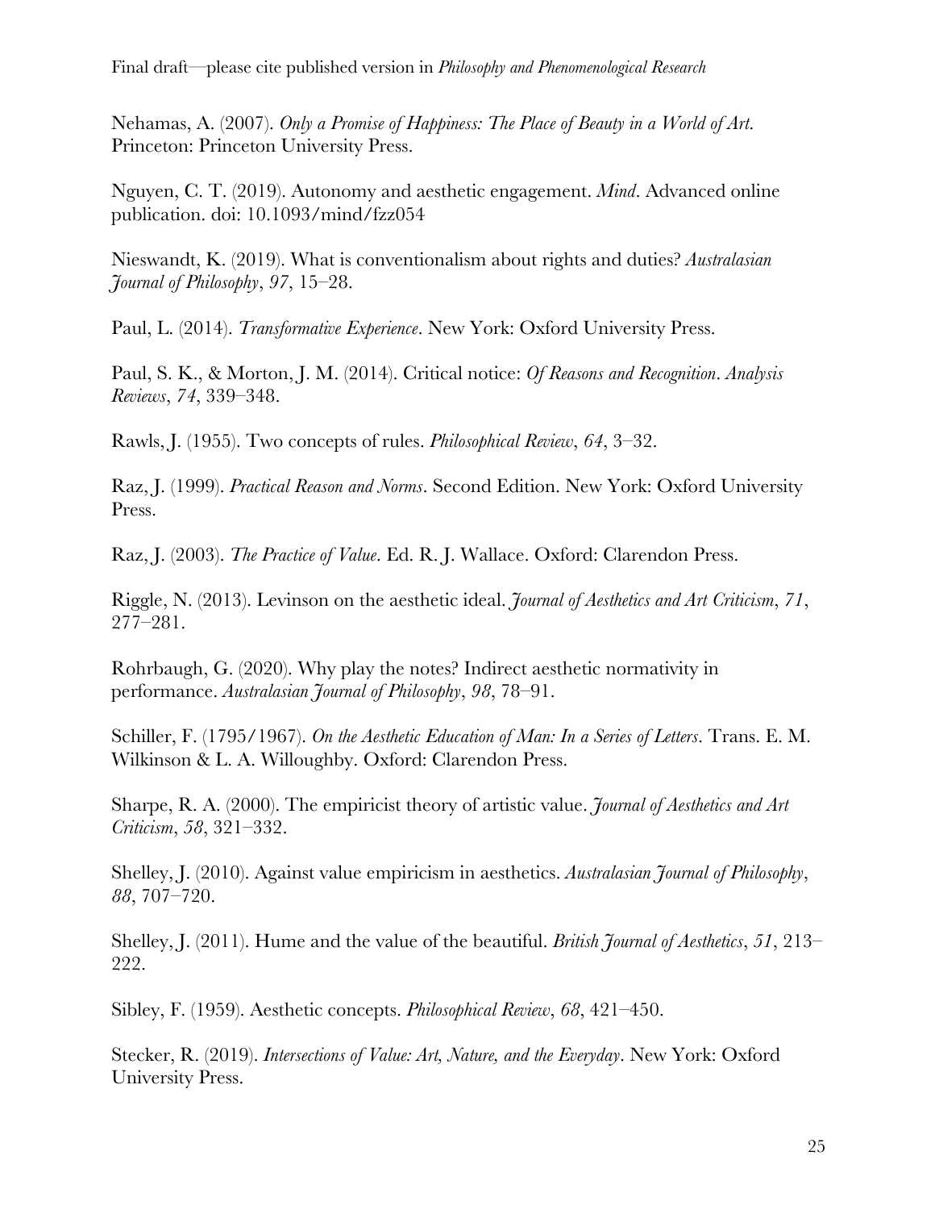Nehamas, A. (2007). *Only a Promise of Happiness: The Place of Beauty in a World of Art*. Princeton: Princeton University Press.

Nguyen, C. T. (2019). Autonomy and aesthetic engagement. *Mind*. Advanced online publication. doi: 10.1093/mind/fzz054

Nieswandt, K. (2019). What is conventionalism about rights and duties? *Australasian Journal of Philosophy*, *97*, 15–28.

Paul, L. (2014). *Transformative Experience*. New York: Oxford University Press.

Paul, S. K., & Morton, J. M. (2014). Critical notice: *Of Reasons and Recognition*. *Analysis Reviews*, *74*, 339–348.

Rawls, J. (1955). Two concepts of rules. *Philosophical Review*, *64*, 3–32.

Raz, J. (1999). *Practical Reason and Norms*. Second Edition. New York: Oxford University Press.

Raz, J. (2003). *The Practice of Value*. Ed. R. J. Wallace. Oxford: Clarendon Press.

Riggle, N. (2013). Levinson on the aesthetic ideal. *Journal of Aesthetics and Art Criticism*, *71*, 277–281.

Rohrbaugh, G. (2020). Why play the notes? Indirect aesthetic normativity in performance. *Australasian Journal of Philosophy*, *98*, 78–91.

Schiller, F. (1795/1967). *On the Aesthetic Education of Man: In a Series of Letters*. Trans. E. M. Wilkinson & L. A. Willoughby. Oxford: Clarendon Press.

Sharpe, R. A. (2000). The empiricist theory of artistic value. *Journal of Aesthetics and Art Criticism*, *58*, 321–332.

Shelley, J. (2010). Against value empiricism in aesthetics. *Australasian Journal of Philosophy*, *88*, 707–720.

Shelley, J. (2011). Hume and the value of the beautiful. *British Journal of Aesthetics*, *51*, 213–222.

Sibley, F. (1959). Aesthetic concepts. *Philosophical Review*, *68*, 421–450.

Stecker, R. (2019). *Intersections of Value: Art, Nature, and the Everyday*. New York: Oxford University Press.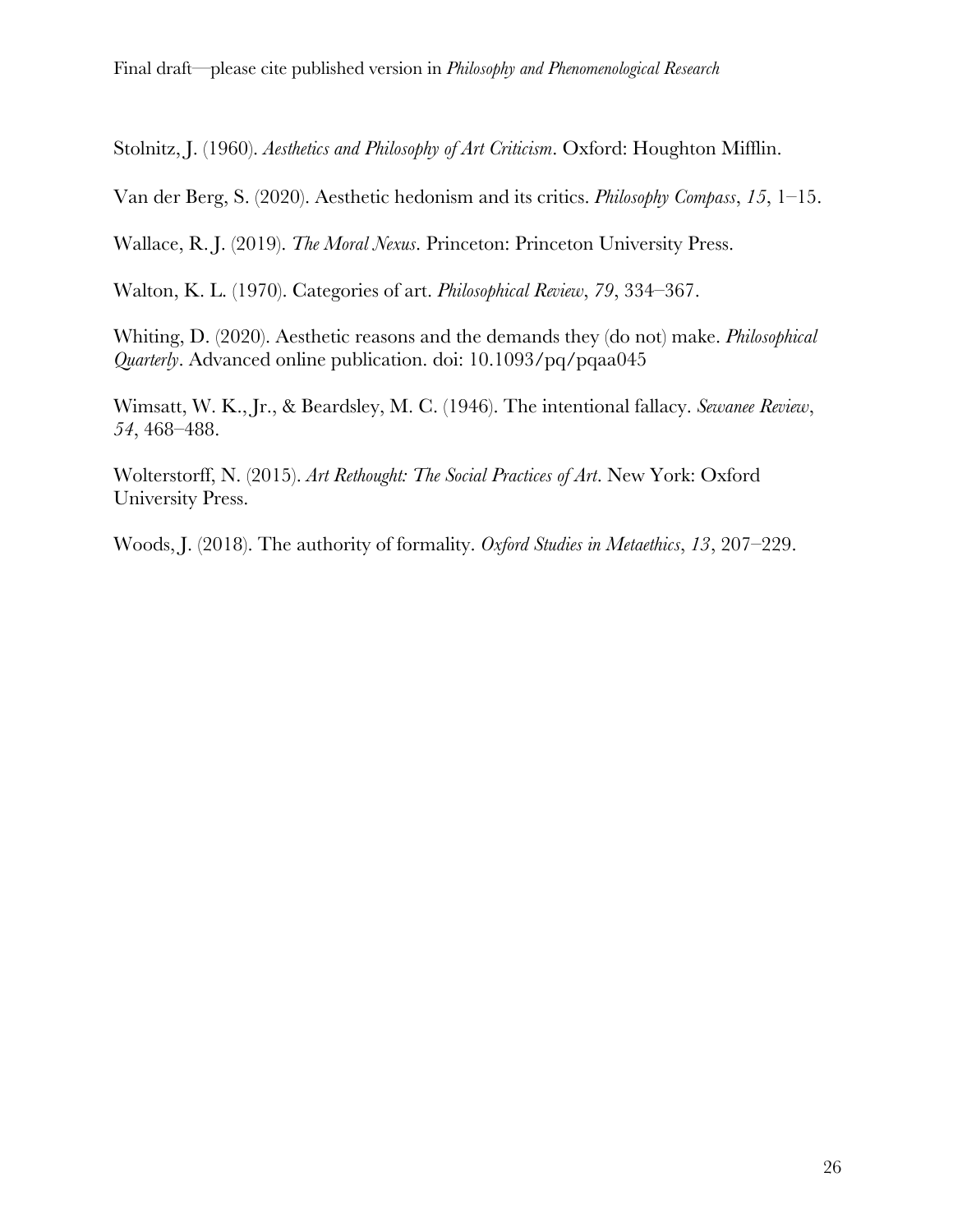Stolnitz, J. (1960). *Aesthetics and Philosophy of Art Criticism*. Oxford: Houghton Mifflin.

Van der Berg, S. (2020). Aesthetic hedonism and its critics. *Philosophy Compass*, *15*, 1–15.

Wallace, R. J. (2019). *The Moral Nexus*. Princeton: Princeton University Press.

Walton, K. L. (1970). Categories of art. *Philosophical Review*, *79*, 334–367.

Whiting, D. (2020). Aesthetic reasons and the demands they (do not) make. *Philosophical Quarterly*. Advanced online publication. doi: 10.1093/pq/pqaa045

Wimsatt, W. K., Jr., & Beardsley, M. C. (1946). The intentional fallacy. *Sewanee Review*, *54*, 468–488.

Wolterstorff, N. (2015). *Art Rethought: The Social Practices of Art*. New York: Oxford University Press.

Woods, J. (2018). The authority of formality. *Oxford Studies in Metaethics*, *13*, 207–229.